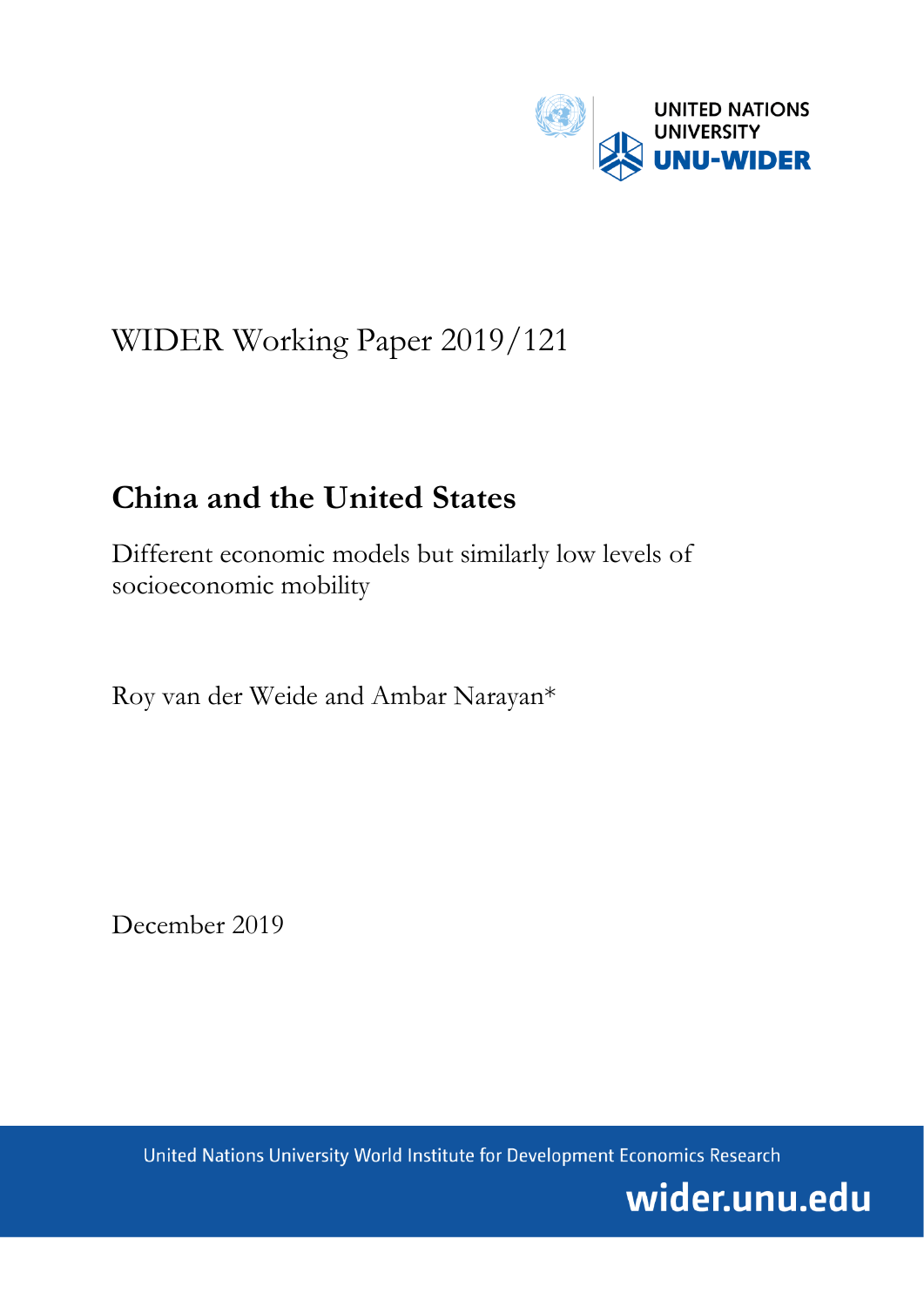UNITED NATIONS UNIVERSITY
UNU-WIDER

WIDER Working Paper 2019/121

# China and the United States

## Different economic models but similarly low levels of socioeconomic mobility

Roy van der Weide and Ambar Narayan*

December 2019

United Nations University World Institute for Development Economics Research

wider.unu.edu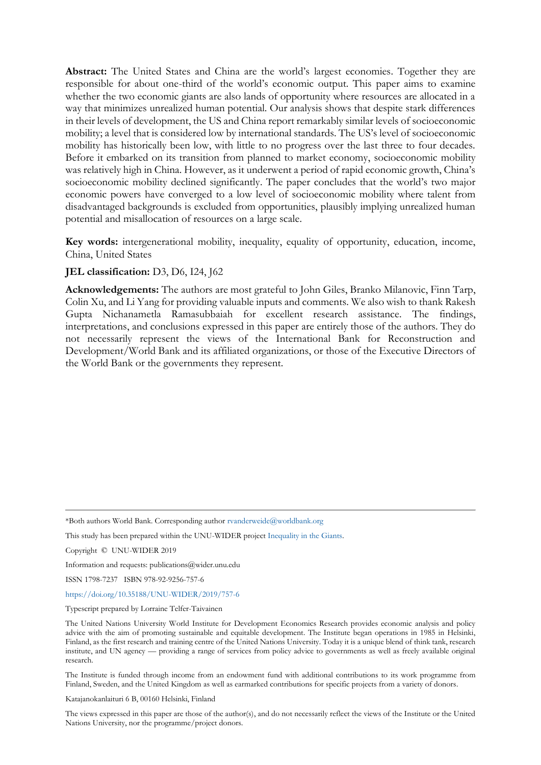**Abstract:** The United States and China are the world's largest economies. Together they are responsible for about one-third of the world's economic output. This paper aims to examine whether the two economic giants are also lands of opportunity where resources are allocated in a way that minimizes unrealized human potential. Our analysis shows that despite stark differences in their levels of development, the US and China report remarkably similar levels of socioeconomic mobility; a level that is considered low by international standards. The US's level of socioeconomic mobility has historically been low, with little to no progress over the last three to four decades. Before it embarked on its transition from planned to market economy, socioeconomic mobility was relatively high in China. However, as it underwent a period of rapid economic growth, China's socioeconomic mobility declined significantly. The paper concludes that the world's two major economic powers have converged to a low level of socioeconomic mobility where talent from disadvantaged backgrounds is excluded from opportunities, plausibly implying unrealized human potential and misallocation of resources on a large scale.

**Key words:** intergenerational mobility, inequality, equality of opportunity, education, income, China, United States

**JEL classification:** D3, D6, I24, J62

**Acknowledgements:** The authors are most grateful to John Giles, Branko Milanovic, Finn Tarp, Colin Xu, and Li Yang for providing valuable inputs and comments. We also wish to thank Rakesh Gupta Nichanametla Ramasubbaiah for excellent research assistance. The findings, interpretations, and conclusions expressed in this paper are entirely those of the authors. They do not necessarily represent the views of the International Bank for Reconstruction and Development/World Bank and its affiliated organizations, or those of the Executive Directors of the World Bank or the governments they represent.

---

*Both authors World Bank. Corresponding author rvanderweide@worldbank.org

This study has been prepared within the UNU-WIDER project Inequality in the Giants.

Copyright © UNU-WIDER 2019

Information and requests: publications@wider.unu.edu

ISSN 1798-7237 ISBN 978-92-9256-757-6

https://doi.org/10.35188/UNU-WIDER/2019/757-6

Typescript prepared by Lorraine Telfer-Taivainen

The United Nations University World Institute for Development Economics Research provides economic analysis and policy advice with the aim of promoting sustainable and equitable development. The Institute began operations in 1985 in Helsinki, Finland, as the first research and training centre of the United Nations University. Today it is a unique blend of think tank, research institute, and UN agency — providing a range of services from policy advice to governments as well as freely available original research.

The Institute is funded through income from an endowment fund with additional contributions to its work programme from Finland, Sweden, and the United Kingdom as well as earmarked contributions for specific projects from a variety of donors.

Katajanokanlaituri 6 B, 00160 Helsinki, Finland

The views expressed in this paper are those of the author(s), and do not necessarily reflect the views of the Institute or the United Nations University, nor the programme/project donors.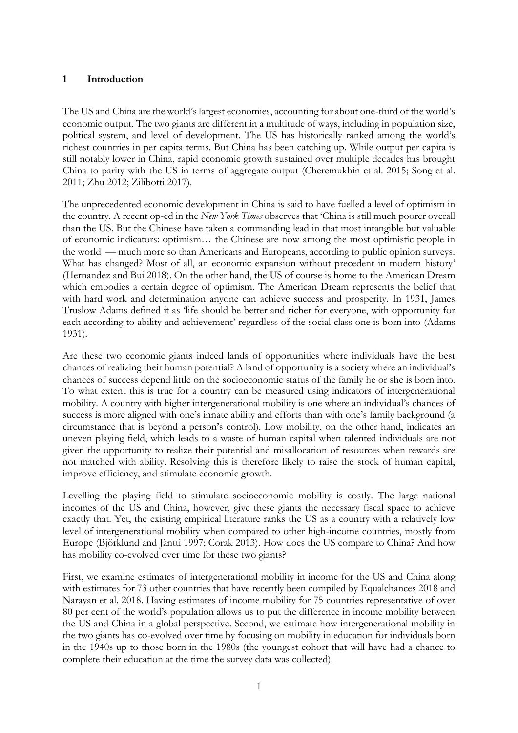## 1 Introduction

The US and China are the world's largest economies, accounting for about one-third of the world's economic output. The two giants are different in a multitude of ways, including in population size, political system, and level of development. The US has historically ranked among the world's richest countries in per capita terms. But China has been catching up. While output per capita is still notably lower in China, rapid economic growth sustained over multiple decades has brought China to parity with the US in terms of aggregate output (Cheremukhin et al. 2015; Song et al. 2011; Zhu 2012; Zilibotti 2017).

The unprecedented economic development in China is said to have fuelled a level of optimism in the country. A recent op-ed in the *New York Times* observes that 'China is still much poorer overall than the US. But the Chinese have taken a commanding lead in that most intangible but valuable of economic indicators: optimism… the Chinese are now among the most optimistic people in the world — much more so than Americans and Europeans, according to public opinion surveys. What has changed? Most of all, an economic expansion without precedent in modern history' (Hernandez and Bui 2018). On the other hand, the US of course is home to the American Dream which embodies a certain degree of optimism. The American Dream represents the belief that with hard work and determination anyone can achieve success and prosperity. In 1931, James Truslow Adams defined it as 'life should be better and richer for everyone, with opportunity for each according to ability and achievement' regardless of the social class one is born into (Adams 1931).

Are these two economic giants indeed lands of opportunities where individuals have the best chances of realizing their human potential? A land of opportunity is a society where an individual's chances of success depend little on the socioeconomic status of the family he or she is born into. To what extent this is true for a country can be measured using indicators of intergenerational mobility. A country with higher intergenerational mobility is one where an individual's chances of success is more aligned with one's innate ability and efforts than with one's family background (a circumstance that is beyond a person's control). Low mobility, on the other hand, indicates an uneven playing field, which leads to a waste of human capital when talented individuals are not given the opportunity to realize their potential and misallocation of resources when rewards are not matched with ability. Resolving this is therefore likely to raise the stock of human capital, improve efficiency, and stimulate economic growth.

Levelling the playing field to stimulate socioeconomic mobility is costly. The large national incomes of the US and China, however, give these giants the necessary fiscal space to achieve exactly that. Yet, the existing empirical literature ranks the US as a country with a relatively low level of intergenerational mobility when compared to other high-income countries, mostly from Europe (Björklund and Jäntti 1997; Corak 2013). How does the US compare to China? And how has mobility co-evolved over time for these two giants?

First, we examine estimates of intergenerational mobility in income for the US and China along with estimates for 73 other countries that have recently been compiled by Equalchances 2018 and Narayan et al. 2018. Having estimates of income mobility for 75 countries representative of over 80 per cent of the world's population allows us to put the difference in income mobility between the US and China in a global perspective. Second, we estimate how intergenerational mobility in the two giants has co-evolved over time by focusing on mobility in education for individuals born in the 1940s up to those born in the 1980s (the youngest cohort that will have had a chance to complete their education at the time the survey data was collected).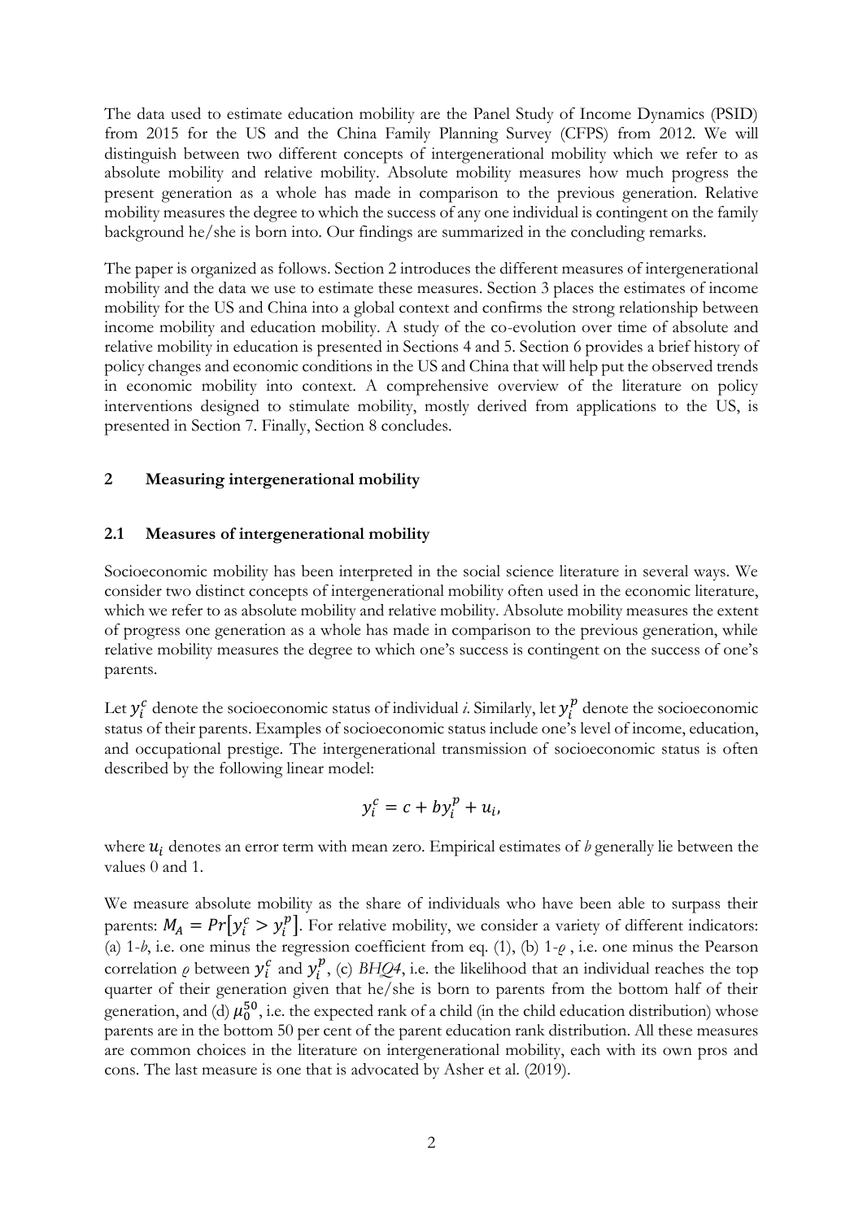The data used to estimate education mobility are the Panel Study of Income Dynamics (PSID) from 2015 for the US and the China Family Planning Survey (CFPS) from 2012. We will distinguish between two different concepts of intergenerational mobility which we refer to as absolute mobility and relative mobility. Absolute mobility measures how much progress the present generation as a whole has made in comparison to the previous generation. Relative mobility measures the degree to which the success of any one individual is contingent on the family background he/she is born into. Our findings are summarized in the concluding remarks.

The paper is organized as follows. Section 2 introduces the different measures of intergenerational mobility and the data we use to estimate these measures. Section 3 places the estimates of income mobility for the US and China into a global context and confirms the strong relationship between income mobility and education mobility. A study of the co-evolution over time of absolute and relative mobility in education is presented in Sections 4 and 5. Section 6 provides a brief history of policy changes and economic conditions in the US and China that will help put the observed trends in economic mobility into context. A comprehensive overview of the literature on policy interventions designed to stimulate mobility, mostly derived from applications to the US, is presented in Section 7. Finally, Section 8 concludes.

## 2 Measuring intergenerational mobility

### 2.1 Measures of intergenerational mobility

Socioeconomic mobility has been interpreted in the social science literature in several ways. We consider two distinct concepts of intergenerational mobility often used in the economic literature, which we refer to as absolute mobility and relative mobility. Absolute mobility measures the extent of progress one generation as a whole has made in comparison to the previous generation, while relative mobility measures the degree to which one's success is contingent on the success of one's parents.

Let $y_i^c$ denote the socioeconomic status of individual *i*. Similarly, let $y_i^p$ denote the socioeconomic status of their parents. Examples of socioeconomic status include one's level of income, education, and occupational prestige. The intergenerational transmission of socioeconomic status is often described by the following linear model:

$$y_i^c = c + b y_i^p + u_i,$$

where $u_i$ denotes an error term with mean zero. Empirical estimates of *b* generally lie between the values 0 and 1.

We measure absolute mobility as the share of individuals who have been able to surpass their parents: $M_A = Pr\left[y_i^c > y_i^p\right]$. For relative mobility, we consider a variety of different indicators: (a) 1-*b*, i.e. one minus the regression coefficient from eq. (1), (b) 1-$\varrho$ , i.e. one minus the Pearson correlation $\varrho$ between $y_i^c$ and $y_i^p$, (c) *BHQ4*, i.e. the likelihood that an individual reaches the top quarter of their generation given that he/she is born to parents from the bottom half of their generation, and (d) $\mu_0^{50}$, i.e. the expected rank of a child (in the child education distribution) whose parents are in the bottom 50 per cent of the parent education rank distribution. All these measures are common choices in the literature on intergenerational mobility, each with its own pros and cons. The last measure is one that is advocated by Asher et al. (2019).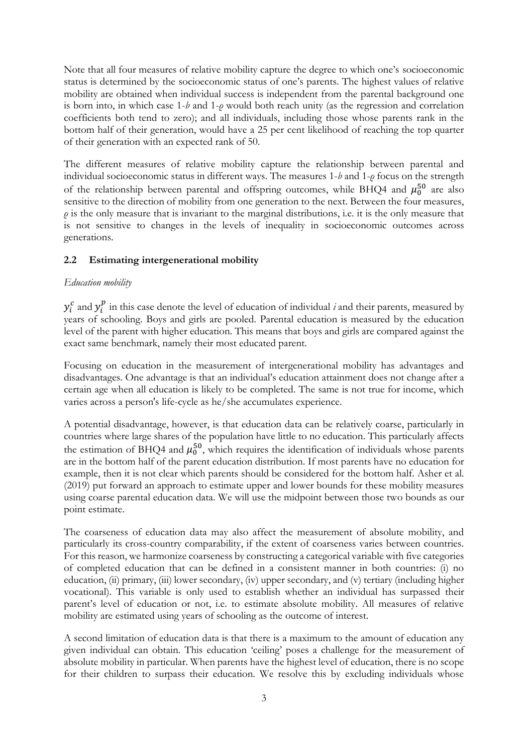Note that all four measures of relative mobility capture the degree to which one's socioeconomic status is determined by the socioeconomic status of one's parents. The highest values of relative mobility are obtained when individual success is independent from the parental background one is born into, in which case 1-$b$ and 1-$\varrho$ would both reach unity (as the regression and correlation coefficients both tend to zero); and all individuals, including those whose parents rank in the bottom half of their generation, would have a 25 per cent likelihood of reaching the top quarter of their generation with an expected rank of 50.

The different measures of relative mobility capture the relationship between parental and individual socioeconomic status in different ways. The measures 1-$b$ and 1-$\varrho$ focus on the strength of the relationship between parental and offspring outcomes, while BHQ4 and $\mu_0^{50}$ are also sensitive to the direction of mobility from one generation to the next. Between the four measures, $\varrho$ is the only measure that is invariant to the marginal distributions, i.e. it is the only measure that is not sensitive to changes in the levels of inequality in socioeconomic outcomes across generations.

## 2.2 Estimating intergenerational mobility

*Education mobility*

$y_i^c$ and $y_i^p$ in this case denote the level of education of individual $i$ and their parents, measured by years of schooling. Boys and girls are pooled. Parental education is measured by the education level of the parent with higher education. This means that boys and girls are compared against the exact same benchmark, namely their most educated parent.

Focusing on education in the measurement of intergenerational mobility has advantages and disadvantages. One advantage is that an individual's education attainment does not change after a certain age when all education is likely to be completed. The same is not true for income, which varies across a person's life-cycle as he/she accumulates experience.

A potential disadvantage, however, is that education data can be relatively coarse, particularly in countries where large shares of the population have little to no education. This particularly affects the estimation of BHQ4 and $\mu_0^{50}$, which requires the identification of individuals whose parents are in the bottom half of the parent education distribution. If most parents have no education for example, then it is not clear which parents should be considered for the bottom half. Asher et al. (2019) put forward an approach to estimate upper and lower bounds for these mobility measures using coarse parental education data. We will use the midpoint between those two bounds as our point estimate.

The coarseness of education data may also affect the measurement of absolute mobility, and particularly its cross-country comparability, if the extent of coarseness varies between countries. For this reason, we harmonize coarseness by constructing a categorical variable with five categories of completed education that can be defined in a consistent manner in both countries: (i) no education, (ii) primary, (iii) lower secondary, (iv) upper secondary, and (v) tertiary (including higher vocational). This variable is only used to establish whether an individual has surpassed their parent's level of education or not, i.e. to estimate absolute mobility. All measures of relative mobility are estimated using years of schooling as the outcome of interest.

A second limitation of education data is that there is a maximum to the amount of education any given individual can obtain. This education 'ceiling' poses a challenge for the measurement of absolute mobility in particular. When parents have the highest level of education, there is no scope for their children to surpass their education. We resolve this by excluding individuals whose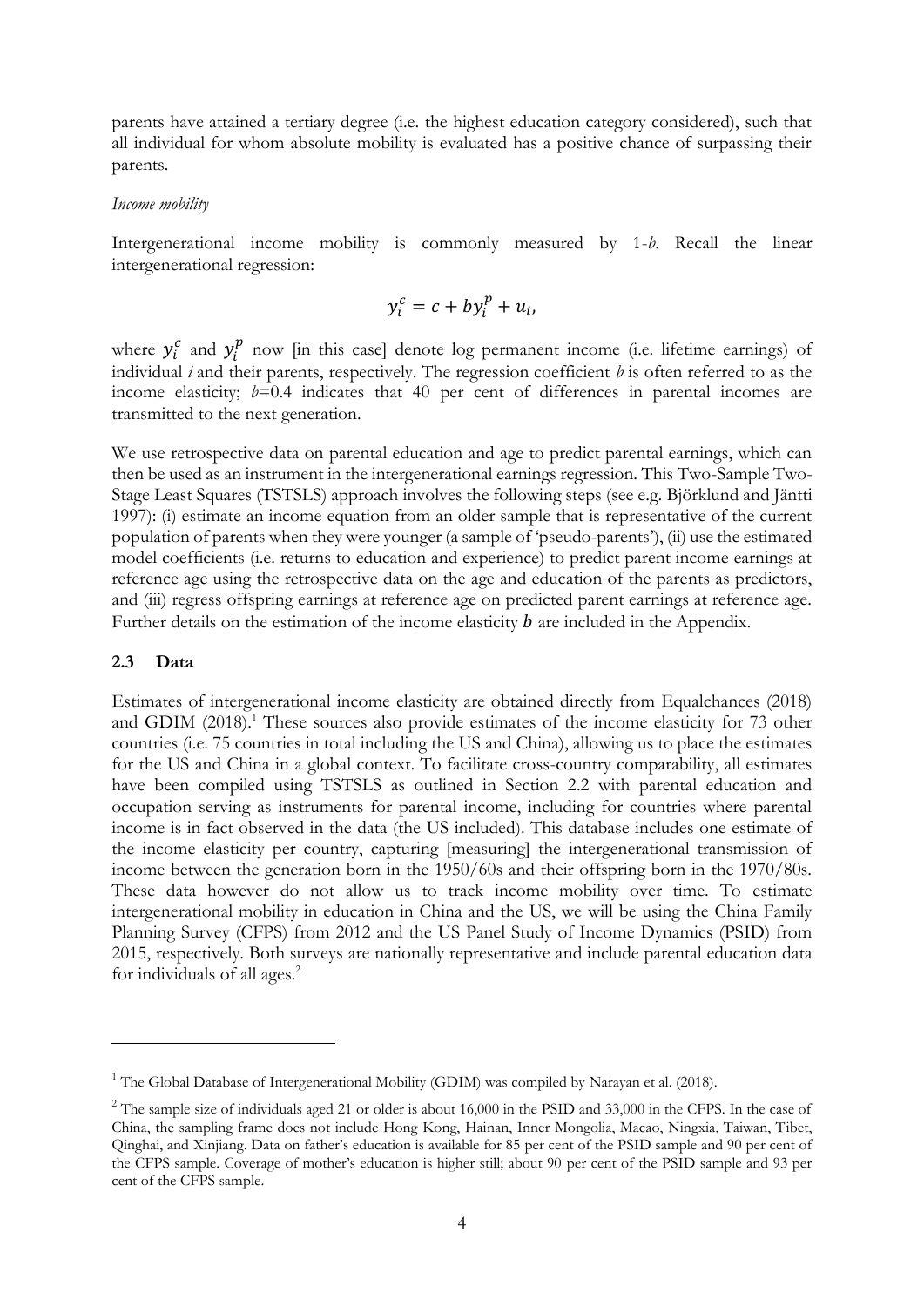parents have attained a tertiary degree (i.e. the highest education category considered), such that all individual for whom absolute mobility is evaluated has a positive chance of surpassing their parents.

*Income mobility*

Intergenerational income mobility is commonly measured by 1-*b*. Recall the linear intergenerational regression:

$$y_i^c = c + by_i^p + u_i,$$

where $y_i^c$ and $y_i^p$ now [in this case] denote log permanent income (i.e. lifetime earnings) of individual *i* and their parents, respectively. The regression coefficient *b* is often referred to as the income elasticity; *b*=0.4 indicates that 40 per cent of differences in parental incomes are transmitted to the next generation.

We use retrospective data on parental education and age to predict parental earnings, which can then be used as an instrument in the intergenerational earnings regression. This Two-Sample Two-Stage Least Squares (TSTSLS) approach involves the following steps (see e.g. Björklund and Jäntti 1997): (i) estimate an income equation from an older sample that is representative of the current population of parents when they were younger (a sample of 'pseudo-parents'), (ii) use the estimated model coefficients (i.e. returns to education and experience) to predict parent income earnings at reference age using the retrospective data on the age and education of the parents as predictors, and (iii) regress offspring earnings at reference age on predicted parent earnings at reference age. Further details on the estimation of the income elasticity $b$ are included in the Appendix.

## 2.3 Data

Estimates of intergenerational income elasticity are obtained directly from Equalchances (2018) and GDIM (2018).[1] These sources also provide estimates of the income elasticity for 73 other countries (i.e. 75 countries in total including the US and China), allowing us to place the estimates for the US and China in a global context. To facilitate cross-country comparability, all estimates have been compiled using TSTSLS as outlined in Section 2.2 with parental education and occupation serving as instruments for parental income, including for countries where parental income is in fact observed in the data (the US included). This database includes one estimate of the income elasticity per country, capturing [measuring] the intergenerational transmission of income between the generation born in the 1950/60s and their offspring born in the 1970/80s. These data however do not allow us to track income mobility over time. To estimate intergenerational mobility in education in China and the US, we will be using the China Family Planning Survey (CFPS) from 2012 and the US Panel Study of Income Dynamics (PSID) from 2015, respectively. Both surveys are nationally representative and include parental education data for individuals of all ages.[2]

---

[1] The Global Database of Intergenerational Mobility (GDIM) was compiled by Narayan et al. (2018).

[2] The sample size of individuals aged 21 or older is about 16,000 in the PSID and 33,000 in the CFPS. In the case of China, the sampling frame does not include Hong Kong, Hainan, Inner Mongolia, Macao, Ningxia, Taiwan, Tibet, Qinghai, and Xinjiang. Data on father's education is available for 85 per cent of the PSID sample and 90 per cent of the CFPS sample. Coverage of mother's education is higher still; about 90 per cent of the PSID sample and 93 per cent of the CFPS sample.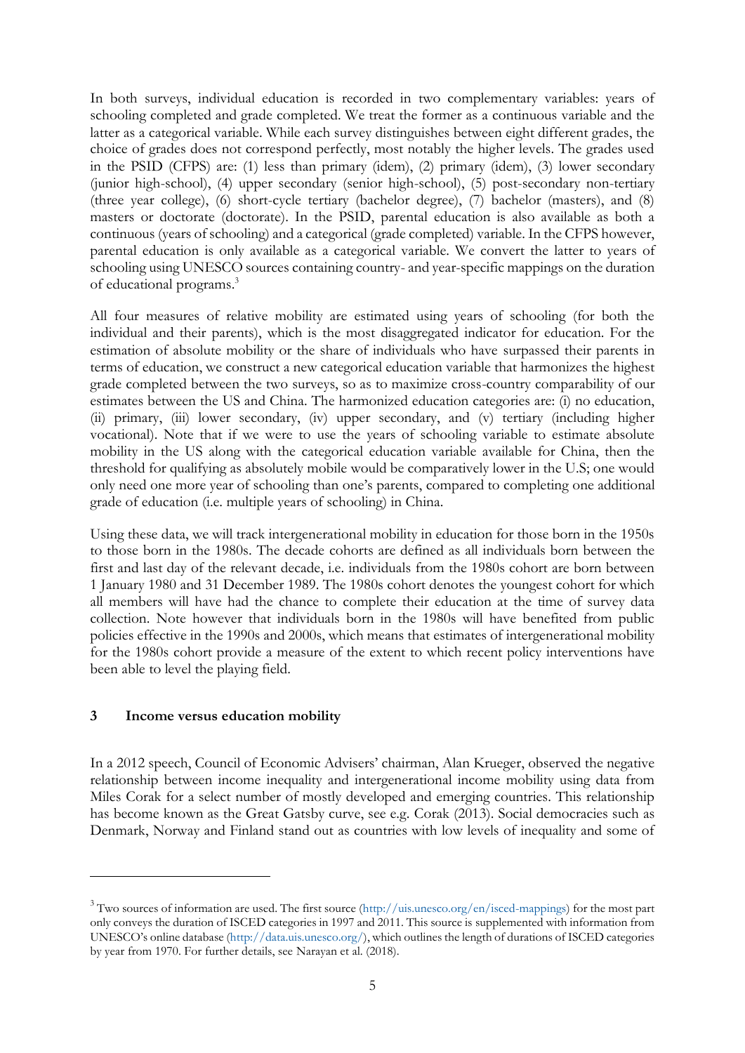In both surveys, individual education is recorded in two complementary variables: years of schooling completed and grade completed. We treat the former as a continuous variable and the latter as a categorical variable. While each survey distinguishes between eight different grades, the choice of grades does not correspond perfectly, most notably the higher levels. The grades used in the PSID (CFPS) are: (1) less than primary (idem), (2) primary (idem), (3) lower secondary (junior high-school), (4) upper secondary (senior high-school), (5) post-secondary non-tertiary (three year college), (6) short-cycle tertiary (bachelor degree), (7) bachelor (masters), and (8) masters or doctorate (doctorate). In the PSID, parental education is also available as both a continuous (years of schooling) and a categorical (grade completed) variable. In the CFPS however, parental education is only available as a categorical variable. We convert the latter to years of schooling using UNESCO sources containing country- and year-specific mappings on the duration of educational programs.[3]

All four measures of relative mobility are estimated using years of schooling (for both the individual and their parents), which is the most disaggregated indicator for education. For the estimation of absolute mobility or the share of individuals who have surpassed their parents in terms of education, we construct a new categorical education variable that harmonizes the highest grade completed between the two surveys, so as to maximize cross-country comparability of our estimates between the US and China. The harmonized education categories are: (i) no education, (ii) primary, (iii) lower secondary, (iv) upper secondary, and (v) tertiary (including higher vocational). Note that if we were to use the years of schooling variable to estimate absolute mobility in the US along with the categorical education variable available for China, then the threshold for qualifying as absolutely mobile would be comparatively lower in the U.S; one would only need one more year of schooling than one's parents, compared to completing one additional grade of education (i.e. multiple years of schooling) in China.

Using these data, we will track intergenerational mobility in education for those born in the 1950s to those born in the 1980s. The decade cohorts are defined as all individuals born between the first and last day of the relevant decade, i.e. individuals from the 1980s cohort are born between 1 January 1980 and 31 December 1989. The 1980s cohort denotes the youngest cohort for which all members will have had the chance to complete their education at the time of survey data collection. Note however that individuals born in the 1980s will have benefited from public policies effective in the 1990s and 2000s, which means that estimates of intergenerational mobility for the 1980s cohort provide a measure of the extent to which recent policy interventions have been able to level the playing field.

## 3 Income versus education mobility

In a 2012 speech, Council of Economic Advisers' chairman, Alan Krueger, observed the negative relationship between income inequality and intergenerational income mobility using data from Miles Corak for a select number of mostly developed and emerging countries. This relationship has become known as the Great Gatsby curve, see e.g. Corak (2013). Social democracies such as Denmark, Norway and Finland stand out as countries with low levels of inequality and some of

---

[3] Two sources of information are used. The first source (http://uis.unesco.org/en/isced-mappings) for the most part only conveys the duration of ISCED categories in 1997 and 2011. This source is supplemented with information from UNESCO's online database (http://data.uis.unesco.org/), which outlines the length of durations of ISCED categories by year from 1970. For further details, see Narayan et al. (2018).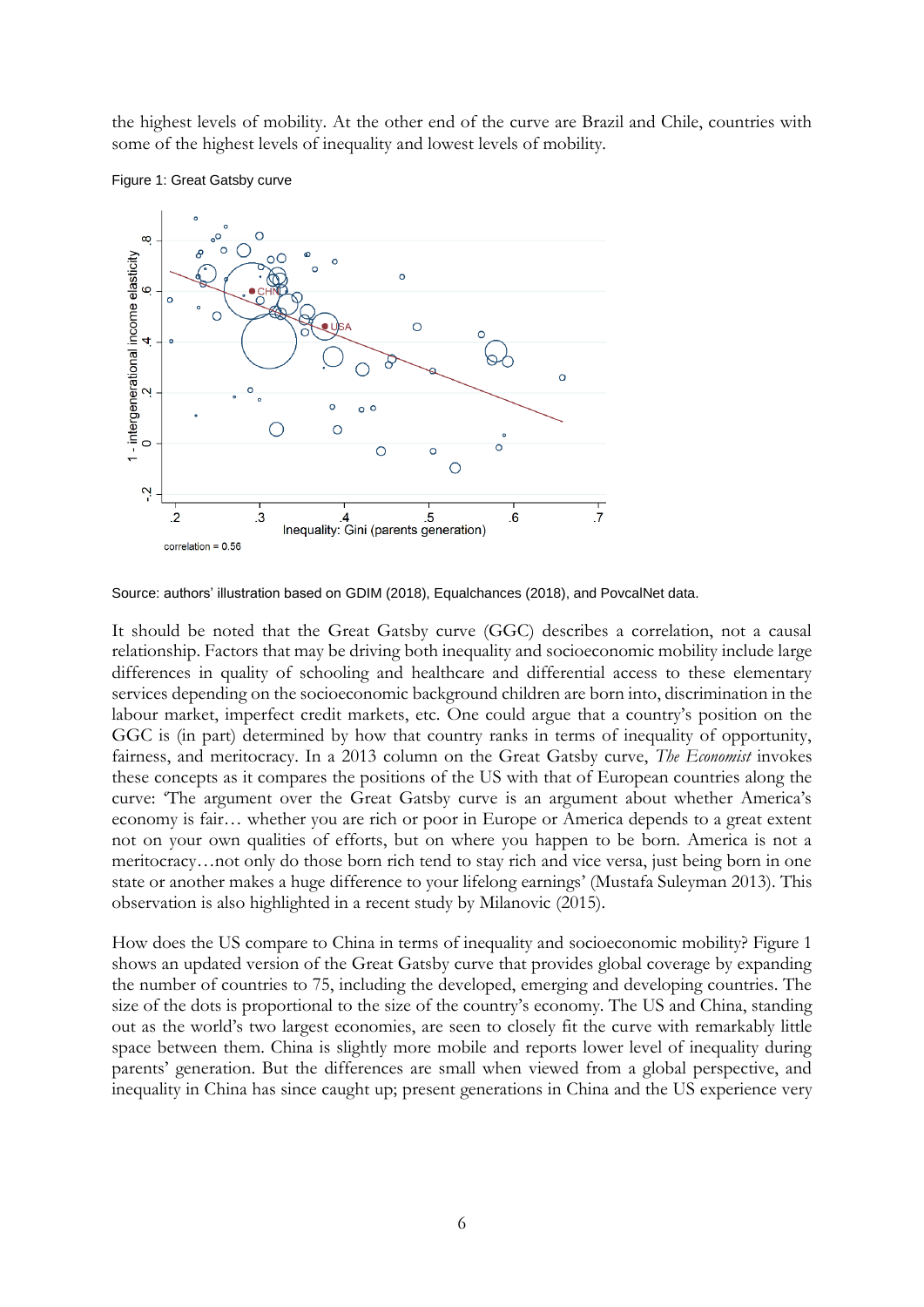the highest levels of mobility. At the other end of the curve are Brazil and Chile, countries with some of the highest levels of inequality and lowest levels of mobility.

Figure 1: Great Gatsby curve

Source: authors' illustration based on GDIM (2018), Equalchances (2018), and PovcalNet data.

It should be noted that the Great Gatsby curve (GGC) describes a correlation, not a causal relationship. Factors that may be driving both inequality and socioeconomic mobility include large differences in quality of schooling and healthcare and differential access to these elementary services depending on the socioeconomic background children are born into, discrimination in the labour market, imperfect credit markets, etc. One could argue that a country's position on the GGC is (in part) determined by how that country ranks in terms of inequality of opportunity, fairness, and meritocracy. In a 2013 column on the Great Gatsby curve, *The Economist* invokes these concepts as it compares the positions of the US with that of European countries along the curve: 'The argument over the Great Gatsby curve is an argument about whether America's economy is fair… whether you are rich or poor in Europe or America depends to a great extent not on your own qualities of efforts, but on where you happen to be born. America is not a meritocracy…not only do those born rich tend to stay rich and vice versa, just being born in one state or another makes a huge difference to your lifelong earnings' (Mustafa Suleyman 2013). This observation is also highlighted in a recent study by Milanovic (2015).

How does the US compare to China in terms of inequality and socioeconomic mobility? Figure 1 shows an updated version of the Great Gatsby curve that provides global coverage by expanding the number of countries to 75, including the developed, emerging and developing countries. The size of the dots is proportional to the size of the country's economy. The US and China, standing out as the world's two largest economies, are seen to closely fit the curve with remarkably little space between them. China is slightly more mobile and reports lower level of inequality during parents' generation. But the differences are small when viewed from a global perspective, and inequality in China has since caught up; present generations in China and the US experience very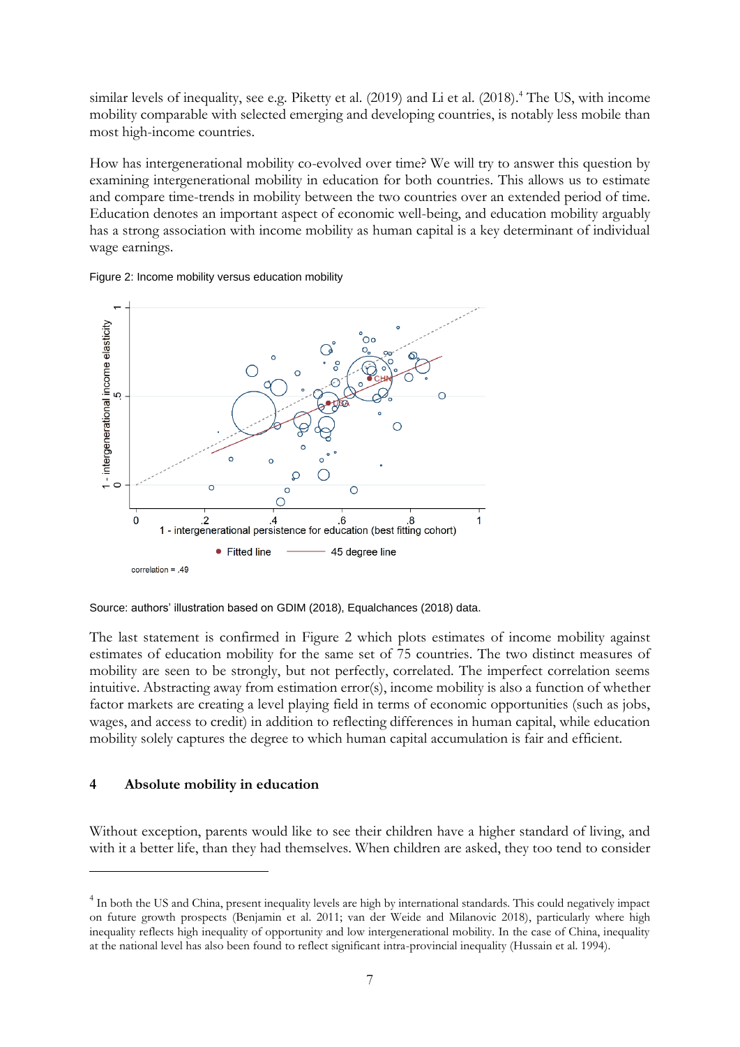similar levels of inequality, see e.g. Piketty et al. (2019) and Li et al. (2018).[4] The US, with income mobility comparable with selected emerging and developing countries, is notably less mobile than most high-income countries.

How has intergenerational mobility co-evolved over time? We will try to answer this question by examining intergenerational mobility in education for both countries. This allows us to estimate and compare time-trends in mobility between the two countries over an extended period of time. Education denotes an important aspect of economic well-being, and education mobility arguably has a strong association with income mobility as human capital is a key determinant of individual wage earnings.

Figure 2: Income mobility versus education mobility

Source: authors' illustration based on GDIM (2018), Equalchances (2018) data.

The last statement is confirmed in Figure 2 which plots estimates of income mobility against estimates of education mobility for the same set of 75 countries. The two distinct measures of mobility are seen to be strongly, but not perfectly, correlated. The imperfect correlation seems intuitive. Abstracting away from estimation error(s), income mobility is also a function of whether factor markets are creating a level playing field in terms of economic opportunities (such as jobs, wages, and access to credit) in addition to reflecting differences in human capital, while education mobility solely captures the degree to which human capital accumulation is fair and efficient.

## 4 Absolute mobility in education

Without exception, parents would like to see their children have a higher standard of living, and with it a better life, than they had themselves. When children are asked, they too tend to consider

---

[4] In both the US and China, present inequality levels are high by international standards. This could negatively impact on future growth prospects (Benjamin et al. 2011; van der Weide and Milanovic 2018), particularly where high inequality reflects high inequality of opportunity and low intergenerational mobility. In the case of China, inequality at the national level has also been found to reflect significant intra-provincial inequality (Hussain et al. 1994).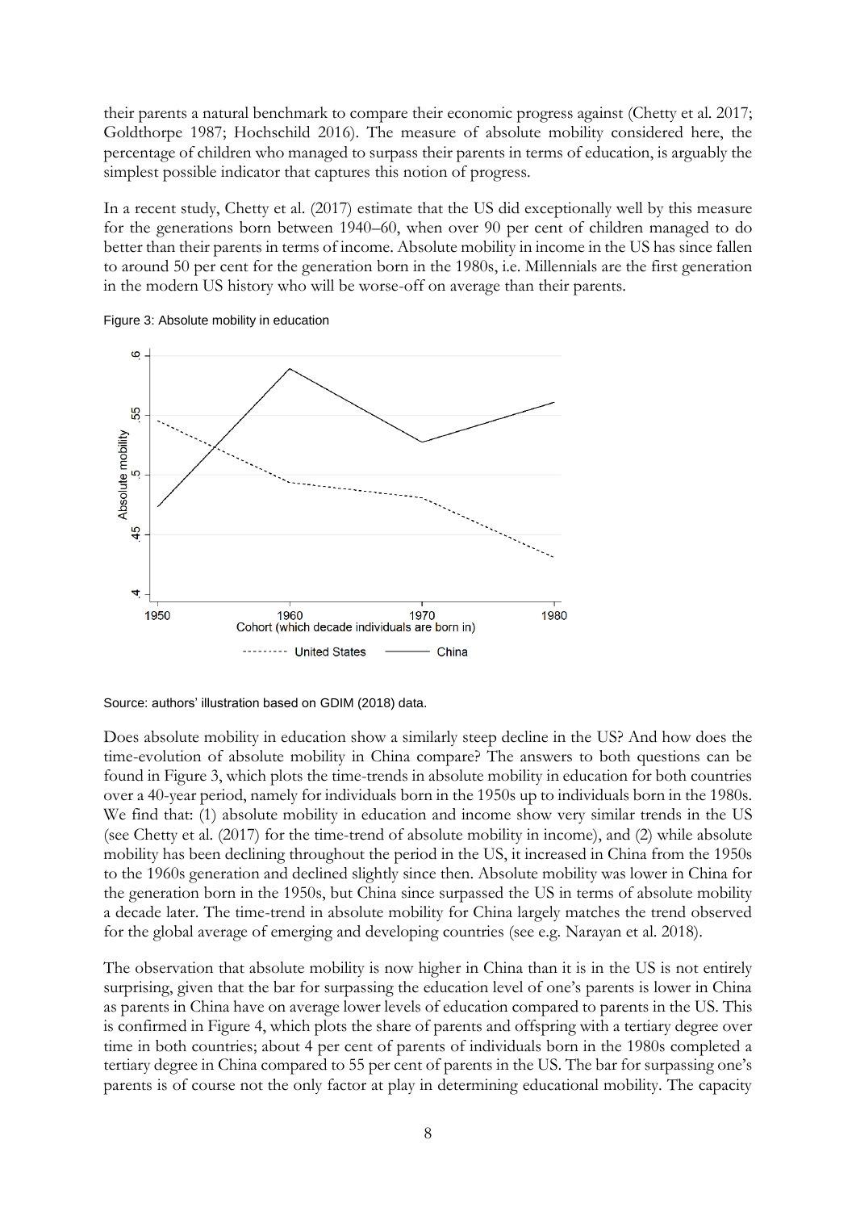their parents a natural benchmark to compare their economic progress against (Chetty et al. 2017; Goldthorpe 1987; Hochschild 2016). The measure of absolute mobility considered here, the percentage of children who managed to surpass their parents in terms of education, is arguably the simplest possible indicator that captures this notion of progress.

In a recent study, Chetty et al. (2017) estimate that the US did exceptionally well by this measure for the generations born between 1940–60, when over 90 per cent of children managed to do better than their parents in terms of income. Absolute mobility in income in the US has since fallen to around 50 per cent for the generation born in the 1980s, i.e. Millennials are the first generation in the modern US history who will be worse-off on average than their parents.

Figure 3: Absolute mobility in education

Source: authors' illustration based on GDIM (2018) data.

Does absolute mobility in education show a similarly steep decline in the US? And how does the time-evolution of absolute mobility in China compare? The answers to both questions can be found in Figure 3, which plots the time-trends in absolute mobility in education for both countries over a 40-year period, namely for individuals born in the 1950s up to individuals born in the 1980s. We find that: (1) absolute mobility in education and income show very similar trends in the US (see Chetty et al. (2017) for the time-trend of absolute mobility in income), and (2) while absolute mobility has been declining throughout the period in the US, it increased in China from the 1950s to the 1960s generation and declined slightly since then. Absolute mobility was lower in China for the generation born in the 1950s, but China since surpassed the US in terms of absolute mobility a decade later. The time-trend in absolute mobility for China largely matches the trend observed for the global average of emerging and developing countries (see e.g. Narayan et al. 2018).

The observation that absolute mobility is now higher in China than it is in the US is not entirely surprising, given that the bar for surpassing the education level of one's parents is lower in China as parents in China have on average lower levels of education compared to parents in the US. This is confirmed in Figure 4, which plots the share of parents and offspring with a tertiary degree over time in both countries; about 4 per cent of parents of individuals born in the 1980s completed a tertiary degree in China compared to 55 per cent of parents in the US. The bar for surpassing one's parents is of course not the only factor at play in determining educational mobility. The capacity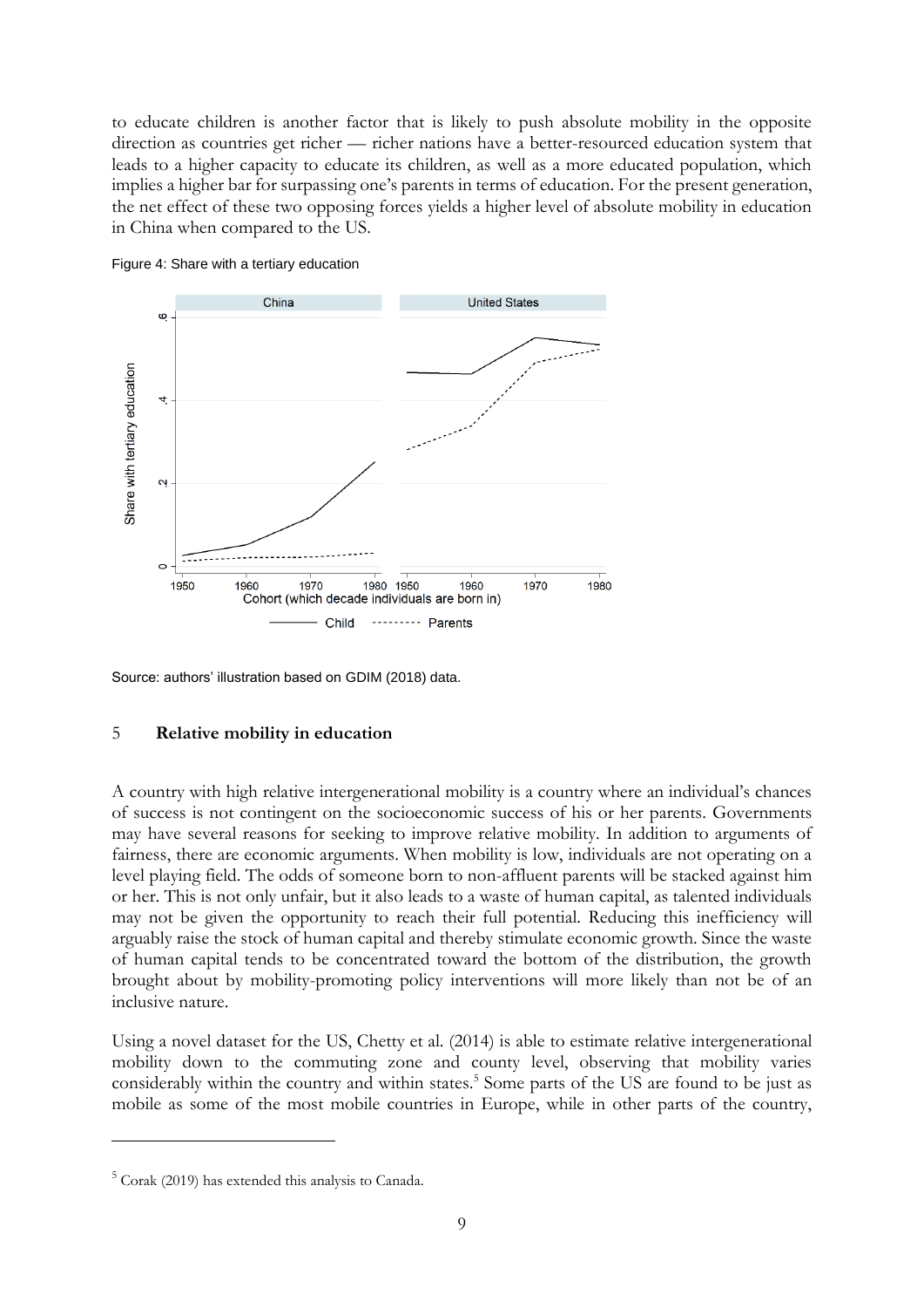to educate children is another factor that is likely to push absolute mobility in the opposite direction as countries get richer — richer nations have a better-resourced education system that leads to a higher capacity to educate its children, as well as a more educated population, which implies a higher bar for surpassing one's parents in terms of education. For the present generation, the net effect of these two opposing forces yields a higher level of absolute mobility in education in China when compared to the US.

Figure 4: Share with a tertiary education

Source: authors' illustration based on GDIM (2018) data.

## 5 Relative mobility in education

A country with high relative intergenerational mobility is a country where an individual's chances of success is not contingent on the socioeconomic success of his or her parents. Governments may have several reasons for seeking to improve relative mobility. In addition to arguments of fairness, there are economic arguments. When mobility is low, individuals are not operating on a level playing field. The odds of someone born to non-affluent parents will be stacked against him or her. This is not only unfair, but it also leads to a waste of human capital, as talented individuals may not be given the opportunity to reach their full potential. Reducing this inefficiency will arguably raise the stock of human capital and thereby stimulate economic growth. Since the waste of human capital tends to be concentrated toward the bottom of the distribution, the growth brought about by mobility-promoting policy interventions will more likely than not be of an inclusive nature.

Using a novel dataset for the US, Chetty et al. (2014) is able to estimate relative intergenerational mobility down to the commuting zone and county level, observing that mobility varies considerably within the country and within states.[5] Some parts of the US are found to be just as mobile as some of the most mobile countries in Europe, while in other parts of the country,

[5] Corak (2019) has extended this analysis to Canada.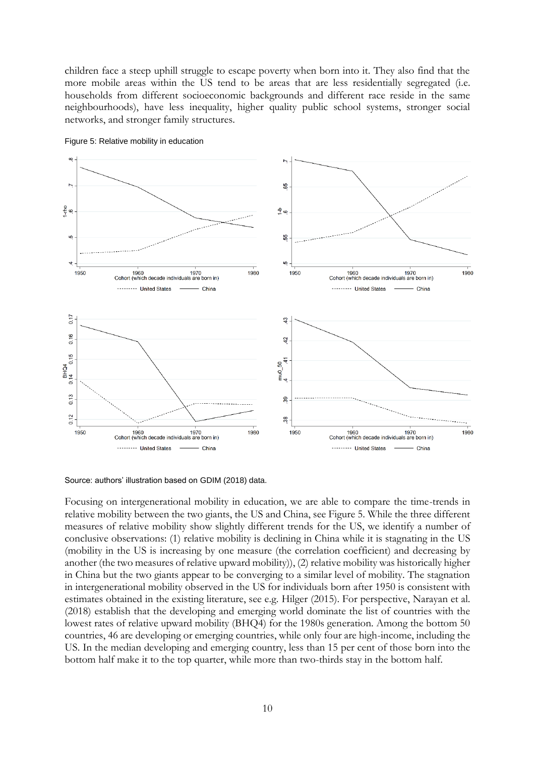children face a steep uphill struggle to escape poverty when born into it. They also find that the more mobile areas within the US tend to be areas that are less residentially segregated (i.e. households from different socioeconomic backgrounds and different race reside in the same neighbourhoods), have less inequality, higher quality public school systems, stronger social networks, and stronger family structures.

Figure 5: Relative mobility in education

Source: authors' illustration based on GDIM (2018) data.

Focusing on intergenerational mobility in education, we are able to compare the time-trends in relative mobility between the two giants, the US and China, see Figure 5. While the three different measures of relative mobility show slightly different trends for the US, we identify a number of conclusive observations: (1) relative mobility is declining in China while it is stagnating in the US (mobility in the US is increasing by one measure (the correlation coefficient) and decreasing by another (the two measures of relative upward mobility)), (2) relative mobility was historically higher in China but the two giants appear to be converging to a similar level of mobility. The stagnation in intergenerational mobility observed in the US for individuals born after 1950 is consistent with estimates obtained in the existing literature, see e.g. Hilger (2015). For perspective, Narayan et al. (2018) establish that the developing and emerging world dominate the list of countries with the lowest rates of relative upward mobility (BHQ4) for the 1980s generation. Among the bottom 50 countries, 46 are developing or emerging countries, while only four are high-income, including the US. In the median developing and emerging country, less than 15 per cent of those born into the bottom half make it to the top quarter, while more than two-thirds stay in the bottom half.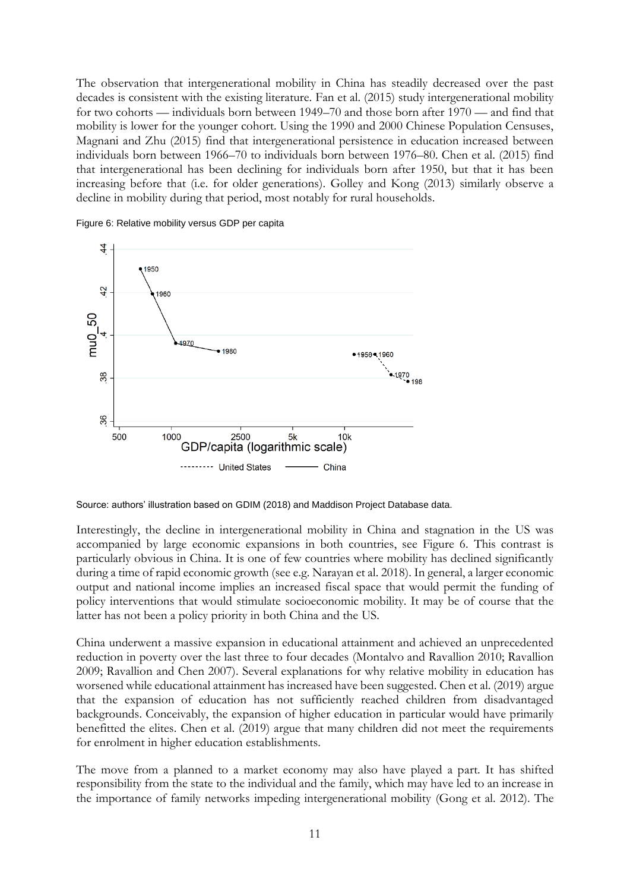The observation that intergenerational mobility in China has steadily decreased over the past decades is consistent with the existing literature. Fan et al. (2015) study intergenerational mobility for two cohorts — individuals born between 1949–70 and those born after 1970 — and find that mobility is lower for the younger cohort. Using the 1990 and 2000 Chinese Population Censuses, Magnani and Zhu (2015) find that intergenerational persistence in education increased between individuals born between 1966–70 to individuals born between 1976–80. Chen et al. (2015) find that intergenerational has been declining for individuals born after 1950, but that it has been increasing before that (i.e. for older generations). Golley and Kong (2013) similarly observe a decline in mobility during that period, most notably for rural households.

Figure 6: Relative mobility versus GDP per capita

Source: authors' illustration based on GDIM (2018) and Maddison Project Database data.

Interestingly, the decline in intergenerational mobility in China and stagnation in the US was accompanied by large economic expansions in both countries, see Figure 6. This contrast is particularly obvious in China. It is one of few countries where mobility has declined significantly during a time of rapid economic growth (see e.g. Narayan et al. 2018). In general, a larger economic output and national income implies an increased fiscal space that would permit the funding of policy interventions that would stimulate socioeconomic mobility. It may be of course that the latter has not been a policy priority in both China and the US.

China underwent a massive expansion in educational attainment and achieved an unprecedented reduction in poverty over the last three to four decades (Montalvo and Ravallion 2010; Ravallion 2009; Ravallion and Chen 2007). Several explanations for why relative mobility in education has worsened while educational attainment has increased have been suggested. Chen et al. (2019) argue that the expansion of education has not sufficiently reached children from disadvantaged backgrounds. Conceivably, the expansion of higher education in particular would have primarily benefitted the elites. Chen et al. (2019) argue that many children did not meet the requirements for enrolment in higher education establishments.

The move from a planned to a market economy may also have played a part. It has shifted responsibility from the state to the individual and the family, which may have led to an increase in the importance of family networks impeding intergenerational mobility (Gong et al. 2012). The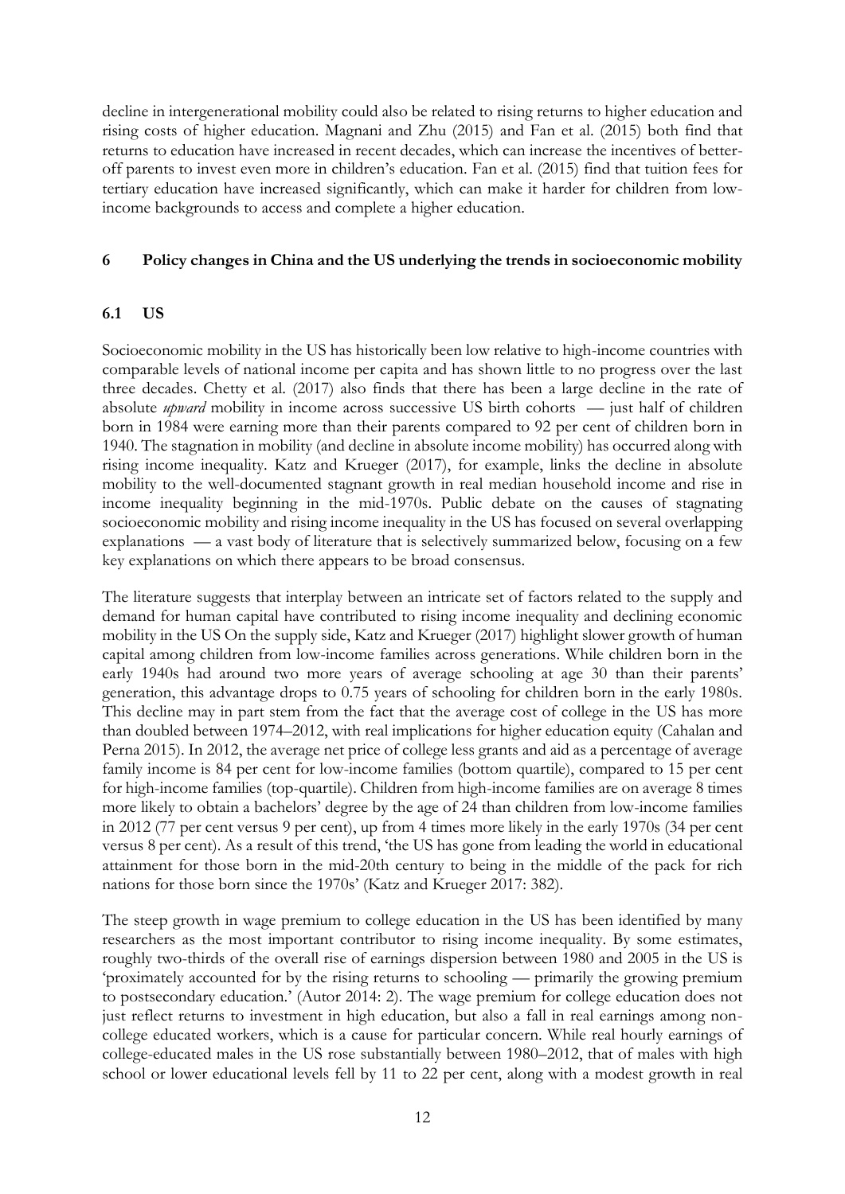decline in intergenerational mobility could also be related to rising returns to higher education and rising costs of higher education. Magnani and Zhu (2015) and Fan et al. (2015) both find that returns to education have increased in recent decades, which can increase the incentives of better-off parents to invest even more in children's education. Fan et al. (2015) find that tuition fees for tertiary education have increased significantly, which can make it harder for children from low-income backgrounds to access and complete a higher education.

## 6 Policy changes in China and the US underlying the trends in socioeconomic mobility

### 6.1 US

Socioeconomic mobility in the US has historically been low relative to high-income countries with comparable levels of national income per capita and has shown little to no progress over the last three decades. Chetty et al. (2017) also finds that there has been a large decline in the rate of absolute *upward* mobility in income across successive US birth cohorts — just half of children born in 1984 were earning more than their parents compared to 92 per cent of children born in 1940. The stagnation in mobility (and decline in absolute income mobility) has occurred along with rising income inequality. Katz and Krueger (2017), for example, links the decline in absolute mobility to the well-documented stagnant growth in real median household income and rise in income inequality beginning in the mid-1970s. Public debate on the causes of stagnating socioeconomic mobility and rising income inequality in the US has focused on several overlapping explanations — a vast body of literature that is selectively summarized below, focusing on a few key explanations on which there appears to be broad consensus.

The literature suggests that interplay between an intricate set of factors related to the supply and demand for human capital have contributed to rising income inequality and declining economic mobility in the US On the supply side, Katz and Krueger (2017) highlight slower growth of human capital among children from low-income families across generations. While children born in the early 1940s had around two more years of average schooling at age 30 than their parents' generation, this advantage drops to 0.75 years of schooling for children born in the early 1980s. This decline may in part stem from the fact that the average cost of college in the US has more than doubled between 1974–2012, with real implications for higher education equity (Cahalan and Perna 2015). In 2012, the average net price of college less grants and aid as a percentage of average family income is 84 per cent for low-income families (bottom quartile), compared to 15 per cent for high-income families (top-quartile). Children from high-income families are on average 8 times more likely to obtain a bachelors' degree by the age of 24 than children from low-income families in 2012 (77 per cent versus 9 per cent), up from 4 times more likely in the early 1970s (34 per cent versus 8 per cent). As a result of this trend, 'the US has gone from leading the world in educational attainment for those born in the mid-20th century to being in the middle of the pack for rich nations for those born since the 1970s' (Katz and Krueger 2017: 382).

The steep growth in wage premium to college education in the US has been identified by many researchers as the most important contributor to rising income inequality. By some estimates, roughly two-thirds of the overall rise of earnings dispersion between 1980 and 2005 in the US is 'proximately accounted for by the rising returns to schooling — primarily the growing premium to postsecondary education.' (Autor 2014: 2). The wage premium for college education does not just reflect returns to investment in high education, but also a fall in real earnings among non-college educated workers, which is a cause for particular concern. While real hourly earnings of college-educated males in the US rose substantially between 1980–2012, that of males with high school or lower educational levels fell by 11 to 22 per cent, along with a modest growth in real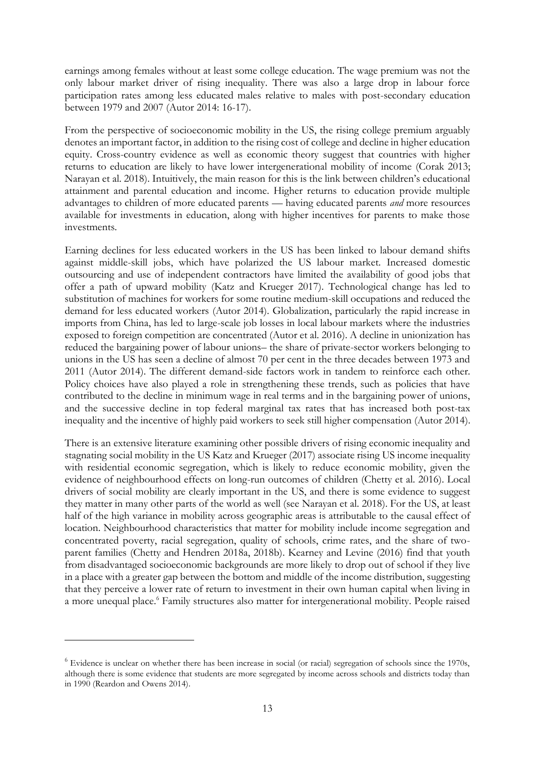earnings among females without at least some college education. The wage premium was not the only labour market driver of rising inequality. There was also a large drop in labour force participation rates among less educated males relative to males with post-secondary education between 1979 and 2007 (Autor 2014: 16-17).

From the perspective of socioeconomic mobility in the US, the rising college premium arguably denotes an important factor, in addition to the rising cost of college and decline in higher education equity. Cross-country evidence as well as economic theory suggest that countries with higher returns to education are likely to have lower intergenerational mobility of income (Corak 2013; Narayan et al. 2018). Intuitively, the main reason for this is the link between children's educational attainment and parental education and income. Higher returns to education provide multiple advantages to children of more educated parents — having educated parents *and* more resources available for investments in education, along with higher incentives for parents to make those investments.

Earning declines for less educated workers in the US has been linked to labour demand shifts against middle-skill jobs, which have polarized the US labour market. Increased domestic outsourcing and use of independent contractors have limited the availability of good jobs that offer a path of upward mobility (Katz and Krueger 2017). Technological change has led to substitution of machines for workers for some routine medium-skill occupations and reduced the demand for less educated workers (Autor 2014). Globalization, particularly the rapid increase in imports from China, has led to large-scale job losses in local labour markets where the industries exposed to foreign competition are concentrated (Autor et al. 2016). A decline in unionization has reduced the bargaining power of labour unions– the share of private-sector workers belonging to unions in the US has seen a decline of almost 70 per cent in the three decades between 1973 and 2011 (Autor 2014). The different demand-side factors work in tandem to reinforce each other. Policy choices have also played a role in strengthening these trends, such as policies that have contributed to the decline in minimum wage in real terms and in the bargaining power of unions, and the successive decline in top federal marginal tax rates that has increased both post-tax inequality and the incentive of highly paid workers to seek still higher compensation (Autor 2014).

There is an extensive literature examining other possible drivers of rising economic inequality and stagnating social mobility in the US Katz and Krueger (2017) associate rising US income inequality with residential economic segregation, which is likely to reduce economic mobility, given the evidence of neighbourhood effects on long-run outcomes of children (Chetty et al. 2016). Local drivers of social mobility are clearly important in the US, and there is some evidence to suggest they matter in many other parts of the world as well (see Narayan et al. 2018). For the US, at least half of the high variance in mobility across geographic areas is attributable to the causal effect of location. Neighbourhood characteristics that matter for mobility include income segregation and concentrated poverty, racial segregation, quality of schools, crime rates, and the share of two-parent families (Chetty and Hendren 2018a, 2018b). Kearney and Levine (2016) find that youth from disadvantaged socioeconomic backgrounds are more likely to drop out of school if they live in a place with a greater gap between the bottom and middle of the income distribution, suggesting that they perceive a lower rate of return to investment in their own human capital when living in a more unequal place.[6] Family structures also matter for intergenerational mobility. People raised

[6] Evidence is unclear on whether there has been increase in social (or racial) segregation of schools since the 1970s, although there is some evidence that students are more segregated by income across schools and districts today than in 1990 (Reardon and Owens 2014).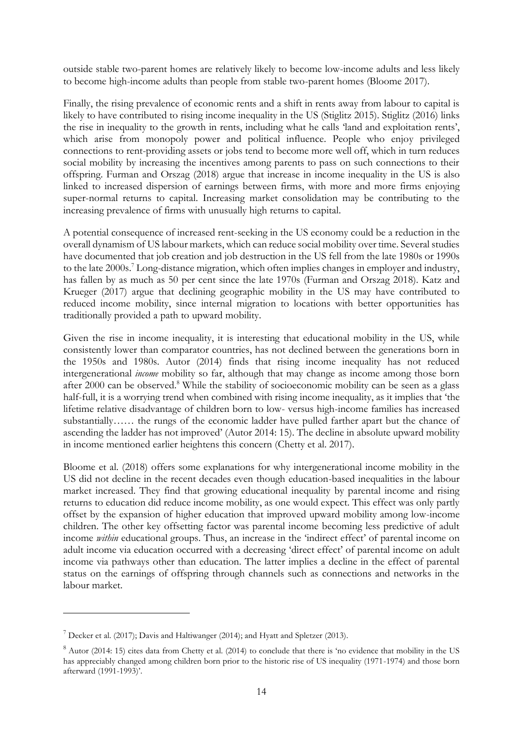outside stable two-parent homes are relatively likely to become low-income adults and less likely to become high-income adults than people from stable two-parent homes (Bloome 2017).

Finally, the rising prevalence of economic rents and a shift in rents away from labour to capital is likely to have contributed to rising income inequality in the US (Stiglitz 2015). Stiglitz (2016) links the rise in inequality to the growth in rents, including what he calls 'land and exploitation rents', which arise from monopoly power and political influence. People who enjoy privileged connections to rent-providing assets or jobs tend to become more well off, which in turn reduces social mobility by increasing the incentives among parents to pass on such connections to their offspring. Furman and Orszag (2018) argue that increase in income inequality in the US is also linked to increased dispersion of earnings between firms, with more and more firms enjoying super-normal returns to capital. Increasing market consolidation may be contributing to the increasing prevalence of firms with unusually high returns to capital.

A potential consequence of increased rent-seeking in the US economy could be a reduction in the overall dynamism of US labour markets, which can reduce social mobility over time. Several studies have documented that job creation and job destruction in the US fell from the late 1980s or 1990s to the late 2000s.[7] Long-distance migration, which often implies changes in employer and industry, has fallen by as much as 50 per cent since the late 1970s (Furman and Orszag 2018). Katz and Krueger (2017) argue that declining geographic mobility in the US may have contributed to reduced income mobility, since internal migration to locations with better opportunities has traditionally provided a path to upward mobility.

Given the rise in income inequality, it is interesting that educational mobility in the US, while consistently lower than comparator countries, has not declined between the generations born in the 1950s and 1980s. Autor (2014) finds that rising income inequality has not reduced intergenerational *income* mobility so far, although that may change as income among those born after 2000 can be observed.[8] While the stability of socioeconomic mobility can be seen as a glass half-full, it is a worrying trend when combined with rising income inequality, as it implies that 'the lifetime relative disadvantage of children born to low- versus high-income families has increased substantially…… the rungs of the economic ladder have pulled farther apart but the chance of ascending the ladder has not improved' (Autor 2014: 15). The decline in absolute upward mobility in income mentioned earlier heightens this concern (Chetty et al. 2017).

Bloome et al. (2018) offers some explanations for why intergenerational income mobility in the US did not decline in the recent decades even though education-based inequalities in the labour market increased. They find that growing educational inequality by parental income and rising returns to education did reduce income mobility, as one would expect. This effect was only partly offset by the expansion of higher education that improved upward mobility among low-income children. The other key offsetting factor was parental income becoming less predictive of adult income *within* educational groups. Thus, an increase in the 'indirect effect' of parental income on adult income via education occurred with a decreasing 'direct effect' of parental income on adult income via pathways other than education. The latter implies a decline in the effect of parental status on the earnings of offspring through channels such as connections and networks in the labour market.

---

[7] Decker et al. (2017); Davis and Haltiwanger (2014); and Hyatt and Spletzer (2013).

[8] Autor (2014: 15) cites data from Chetty et al. (2014) to conclude that there is 'no evidence that mobility in the US has appreciably changed among children born prior to the historic rise of US inequality (1971-1974) and those born afterward (1991-1993)'.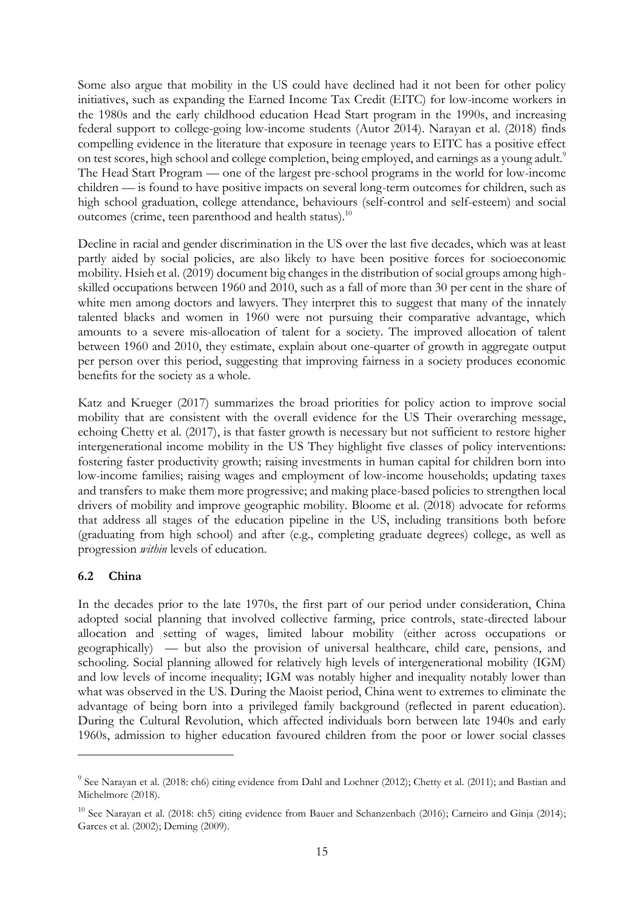Some also argue that mobility in the US could have declined had it not been for other policy initiatives, such as expanding the Earned Income Tax Credit (EITC) for low-income workers in the 1980s and the early childhood education Head Start program in the 1990s, and increasing federal support to college-going low-income students (Autor 2014). Narayan et al. (2018) finds compelling evidence in the literature that exposure in teenage years to EITC has a positive effect on test scores, high school and college completion, being employed, and earnings as a young adult.[9] The Head Start Program — one of the largest pre-school programs in the world for low-income children — is found to have positive impacts on several long-term outcomes for children, such as high school graduation, college attendance, behaviours (self-control and self-esteem) and social outcomes (crime, teen parenthood and health status).[10]

Decline in racial and gender discrimination in the US over the last five decades, which was at least partly aided by social policies, are also likely to have been positive forces for socioeconomic mobility. Hsieh et al. (2019) document big changes in the distribution of social groups among high-skilled occupations between 1960 and 2010, such as a fall of more than 30 per cent in the share of white men among doctors and lawyers. They interpret this to suggest that many of the innately talented blacks and women in 1960 were not pursuing their comparative advantage, which amounts to a severe mis-allocation of talent for a society. The improved allocation of talent between 1960 and 2010, they estimate, explain about one-quarter of growth in aggregate output per person over this period, suggesting that improving fairness in a society produces economic benefits for the society as a whole.

Katz and Krueger (2017) summarizes the broad priorities for policy action to improve social mobility that are consistent with the overall evidence for the US Their overarching message, echoing Chetty et al. (2017), is that faster growth is necessary but not sufficient to restore higher intergenerational income mobility in the US They highlight five classes of policy interventions: fostering faster productivity growth; raising investments in human capital for children born into low-income families; raising wages and employment of low-income households; updating taxes and transfers to make them more progressive; and making place-based policies to strengthen local drivers of mobility and improve geographic mobility. Bloome et al. (2018) advocate for reforms that address all stages of the education pipeline in the US, including transitions both before (graduating from high school) and after (e.g., completing graduate degrees) college, as well as progression *within* levels of education.

### 6.2 China

In the decades prior to the late 1970s, the first part of our period under consideration, China adopted social planning that involved collective farming, price controls, state-directed labour allocation and setting of wages, limited labour mobility (either across occupations or geographically) — but also the provision of universal healthcare, child care, pensions, and schooling. Social planning allowed for relatively high levels of intergenerational mobility (IGM) and low levels of income inequality; IGM was notably higher and inequality notably lower than what was observed in the US. During the Maoist period, China went to extremes to eliminate the advantage of being born into a privileged family background (reflected in parent education). During the Cultural Revolution, which affected individuals born between late 1940s and early 1960s, admission to higher education favoured children from the poor or lower social classes

---

[9] See Narayan et al. (2018: ch6) citing evidence from Dahl and Lochner (2012); Chetty et al. (2011); and Bastian and Michelmore (2018).

[10] See Narayan et al. (2018: ch5) citing evidence from Bauer and Schanzenbach (2016); Carneiro and Ginja (2014); Garces et al. (2002); Deming (2009).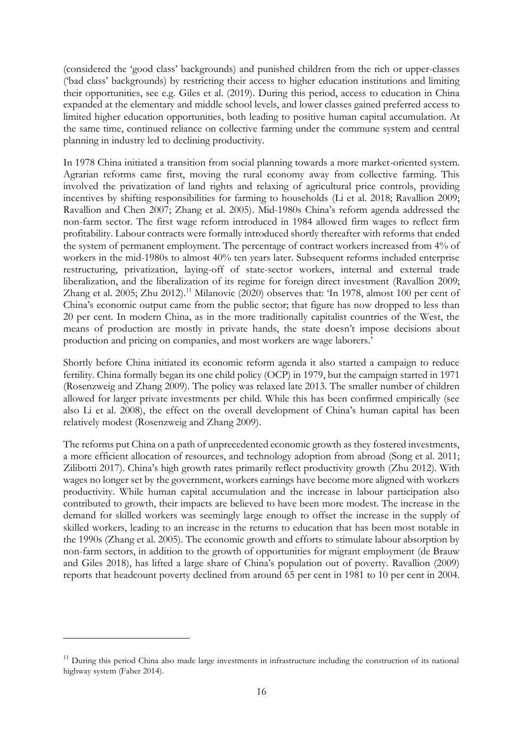(considered the 'good class' backgrounds) and punished children from the rich or upper-classes ('bad class' backgrounds) by restricting their access to higher education institutions and limiting their opportunities, see e.g. Giles et al. (2019). During this period, access to education in China expanded at the elementary and middle school levels, and lower classes gained preferred access to limited higher education opportunities, both leading to positive human capital accumulation. At the same time, continued reliance on collective farming under the commune system and central planning in industry led to declining productivity.

In 1978 China initiated a transition from social planning towards a more market-oriented system. Agrarian reforms came first, moving the rural economy away from collective farming. This involved the privatization of land rights and relaxing of agricultural price controls, providing incentives by shifting responsibilities for farming to households (Li et al. 2018; Ravallion 2009; Ravallion and Chen 2007; Zhang et al. 2005). Mid-1980s China's reform agenda addressed the non-farm sector. The first wage reform introduced in 1984 allowed firm wages to reflect firm profitability. Labour contracts were formally introduced shortly thereafter with reforms that ended the system of permanent employment. The percentage of contract workers increased from 4% of workers in the mid-1980s to almost 40% ten years later. Subsequent reforms included enterprise restructuring, privatization, laying-off of state-sector workers, internal and external trade liberalization, and the liberalization of its regime for foreign direct investment (Ravallion 2009; Zhang et al. 2005; Zhu 2012).[11] Milanovic (2020) observes that: 'In 1978, almost 100 per cent of China's economic output came from the public sector; that figure has now dropped to less than 20 per cent. In modern China, as in the more traditionally capitalist countries of the West, the means of production are mostly in private hands, the state doesn't impose decisions about production and pricing on companies, and most workers are wage laborers.'

Shortly before China initiated its economic reform agenda it also started a campaign to reduce fertility. China formally began its one child policy (OCP) in 1979, but the campaign started in 1971 (Rosenzweig and Zhang 2009). The policy was relaxed late 2013. The smaller number of children allowed for larger private investments per child. While this has been confirmed empirically (see also Li et al. 2008), the effect on the overall development of China's human capital has been relatively modest (Rosenzweig and Zhang 2009).

The reforms put China on a path of unprecedented economic growth as they fostered investments, a more efficient allocation of resources, and technology adoption from abroad (Song et al. 2011; Zilibotti 2017). China's high growth rates primarily reflect productivity growth (Zhu 2012). With wages no longer set by the government, workers earnings have become more aligned with workers productivity. While human capital accumulation and the increase in labour participation also contributed to growth, their impacts are believed to have been more modest. The increase in the demand for skilled workers was seemingly large enough to offset the increase in the supply of skilled workers, leading to an increase in the returns to education that has been most notable in the 1990s (Zhang et al. 2005). The economic growth and efforts to stimulate labour absorption by non-farm sectors, in addition to the growth of opportunities for migrant employment (de Brauw and Giles 2018), has lifted a large share of China's population out of poverty. Ravallion (2009) reports that headcount poverty declined from around 65 per cent in 1981 to 10 per cent in 2004.

[11] During this period China also made large investments in infrastructure including the construction of its national highway system (Faber 2014).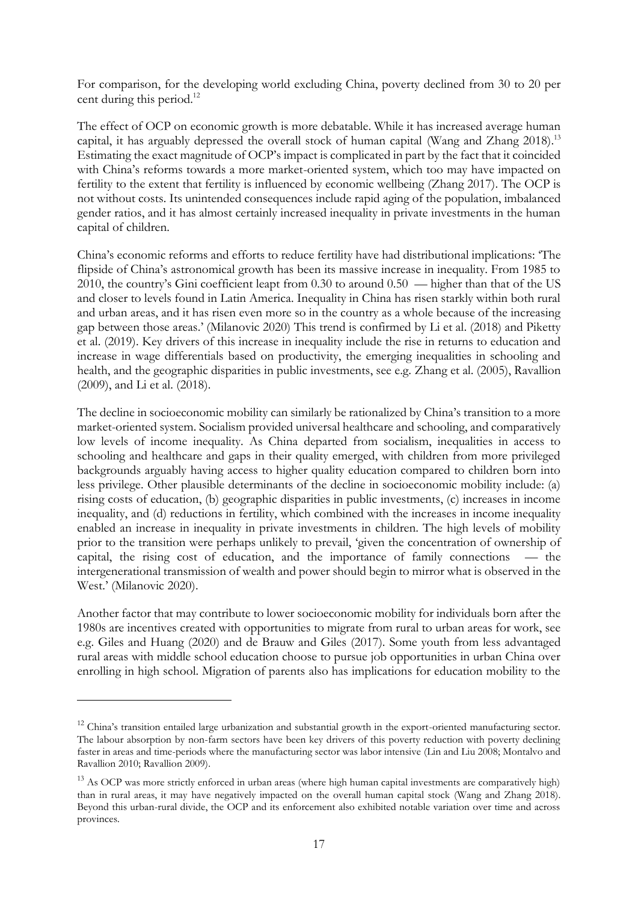For comparison, for the developing world excluding China, poverty declined from 30 to 20 per cent during this period.[12]

The effect of OCP on economic growth is more debatable. While it has increased average human capital, it has arguably depressed the overall stock of human capital (Wang and Zhang 2018).[13] Estimating the exact magnitude of OCP's impact is complicated in part by the fact that it coincided with China's reforms towards a more market-oriented system, which too may have impacted on fertility to the extent that fertility is influenced by economic wellbeing (Zhang 2017). The OCP is not without costs. Its unintended consequences include rapid aging of the population, imbalanced gender ratios, and it has almost certainly increased inequality in private investments in the human capital of children.

China's economic reforms and efforts to reduce fertility have had distributional implications: 'The flipside of China's astronomical growth has been its massive increase in inequality. From 1985 to 2010, the country's Gini coefficient leapt from 0.30 to around 0.50 — higher than that of the US and closer to levels found in Latin America. Inequality in China has risen starkly within both rural and urban areas, and it has risen even more so in the country as a whole because of the increasing gap between those areas.' (Milanovic 2020) This trend is confirmed by Li et al. (2018) and Piketty et al. (2019). Key drivers of this increase in inequality include the rise in returns to education and increase in wage differentials based on productivity, the emerging inequalities in schooling and health, and the geographic disparities in public investments, see e.g. Zhang et al. (2005), Ravallion (2009), and Li et al. (2018).

The decline in socioeconomic mobility can similarly be rationalized by China's transition to a more market-oriented system. Socialism provided universal healthcare and schooling, and comparatively low levels of income inequality. As China departed from socialism, inequalities in access to schooling and healthcare and gaps in their quality emerged, with children from more privileged backgrounds arguably having access to higher quality education compared to children born into less privilege. Other plausible determinants of the decline in socioeconomic mobility include: (a) rising costs of education, (b) geographic disparities in public investments, (c) increases in income inequality, and (d) reductions in fertility, which combined with the increases in income inequality enabled an increase in inequality in private investments in children. The high levels of mobility prior to the transition were perhaps unlikely to prevail, 'given the concentration of ownership of capital, the rising cost of education, and the importance of family connections — the intergenerational transmission of wealth and power should begin to mirror what is observed in the West.' (Milanovic 2020).

Another factor that may contribute to lower socioeconomic mobility for individuals born after the 1980s are incentives created with opportunities to migrate from rural to urban areas for work, see e.g. Giles and Huang (2020) and de Brauw and Giles (2017). Some youth from less advantaged rural areas with middle school education choose to pursue job opportunities in urban China over enrolling in high school. Migration of parents also has implications for education mobility to the

---

[12] China's transition entailed large urbanization and substantial growth in the export-oriented manufacturing sector. The labour absorption by non-farm sectors have been key drivers of this poverty reduction with poverty declining faster in areas and time-periods where the manufacturing sector was labor intensive (Lin and Liu 2008; Montalvo and Ravallion 2010; Ravallion 2009).

[13] As OCP was more strictly enforced in urban areas (where high human capital investments are comparatively high) than in rural areas, it may have negatively impacted on the overall human capital stock (Wang and Zhang 2018). Beyond this urban-rural divide, the OCP and its enforcement also exhibited notable variation over time and across provinces.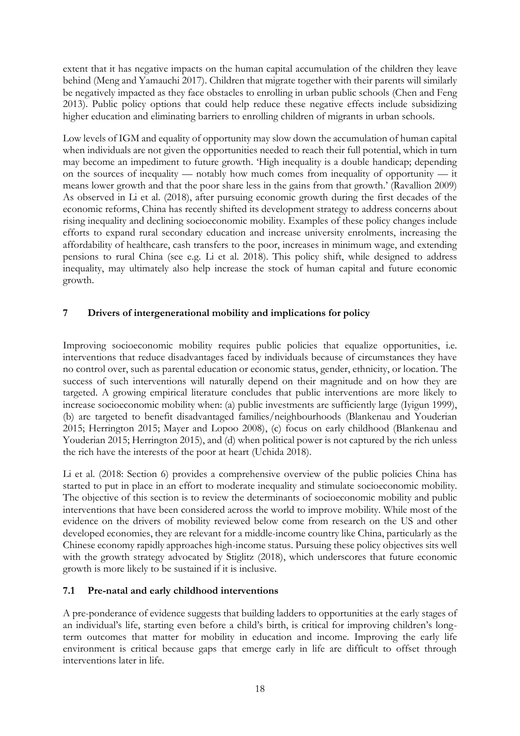extent that it has negative impacts on the human capital accumulation of the children they leave behind (Meng and Yamauchi 2017). Children that migrate together with their parents will similarly be negatively impacted as they face obstacles to enrolling in urban public schools (Chen and Feng 2013). Public policy options that could help reduce these negative effects include subsidizing higher education and eliminating barriers to enrolling children of migrants in urban schools.

Low levels of IGM and equality of opportunity may slow down the accumulation of human capital when individuals are not given the opportunities needed to reach their full potential, which in turn may become an impediment to future growth. 'High inequality is a double handicap; depending on the sources of inequality — notably how much comes from inequality of opportunity — it means lower growth and that the poor share less in the gains from that growth.' (Ravallion 2009) As observed in Li et al. (2018), after pursuing economic growth during the first decades of the economic reforms, China has recently shifted its development strategy to address concerns about rising inequality and declining socioeconomic mobility. Examples of these policy changes include efforts to expand rural secondary education and increase university enrolments, increasing the affordability of healthcare, cash transfers to the poor, increases in minimum wage, and extending pensions to rural China (see e.g. Li et al. 2018). This policy shift, while designed to address inequality, may ultimately also help increase the stock of human capital and future economic growth.

## 7 Drivers of intergenerational mobility and implications for policy

Improving socioeconomic mobility requires public policies that equalize opportunities, i.e. interventions that reduce disadvantages faced by individuals because of circumstances they have no control over, such as parental education or economic status, gender, ethnicity, or location. The success of such interventions will naturally depend on their magnitude and on how they are targeted. A growing empirical literature concludes that public interventions are more likely to increase socioeconomic mobility when: (a) public investments are sufficiently large (Iyigun 1999), (b) are targeted to benefit disadvantaged families/neighbourhoods (Blankenau and Youderian 2015; Herrington 2015; Mayer and Lopoo 2008), (c) focus on early childhood (Blankenau and Youderian 2015; Herrington 2015), and (d) when political power is not captured by the rich unless the rich have the interests of the poor at heart (Uchida 2018).

Li et al. (2018: Section 6) provides a comprehensive overview of the public policies China has started to put in place in an effort to moderate inequality and stimulate socioeconomic mobility. The objective of this section is to review the determinants of socioeconomic mobility and public interventions that have been considered across the world to improve mobility. While most of the evidence on the drivers of mobility reviewed below come from research on the US and other developed economies, they are relevant for a middle-income country like China, particularly as the Chinese economy rapidly approaches high-income status. Pursuing these policy objectives sits well with the growth strategy advocated by Stiglitz (2018), which underscores that future economic growth is more likely to be sustained if it is inclusive.

### 7.1 Pre-natal and early childhood interventions

A pre-ponderance of evidence suggests that building ladders to opportunities at the early stages of an individual's life, starting even before a child's birth, is critical for improving children's long-term outcomes that matter for mobility in education and income. Improving the early life environment is critical because gaps that emerge early in life are difficult to offset through interventions later in life.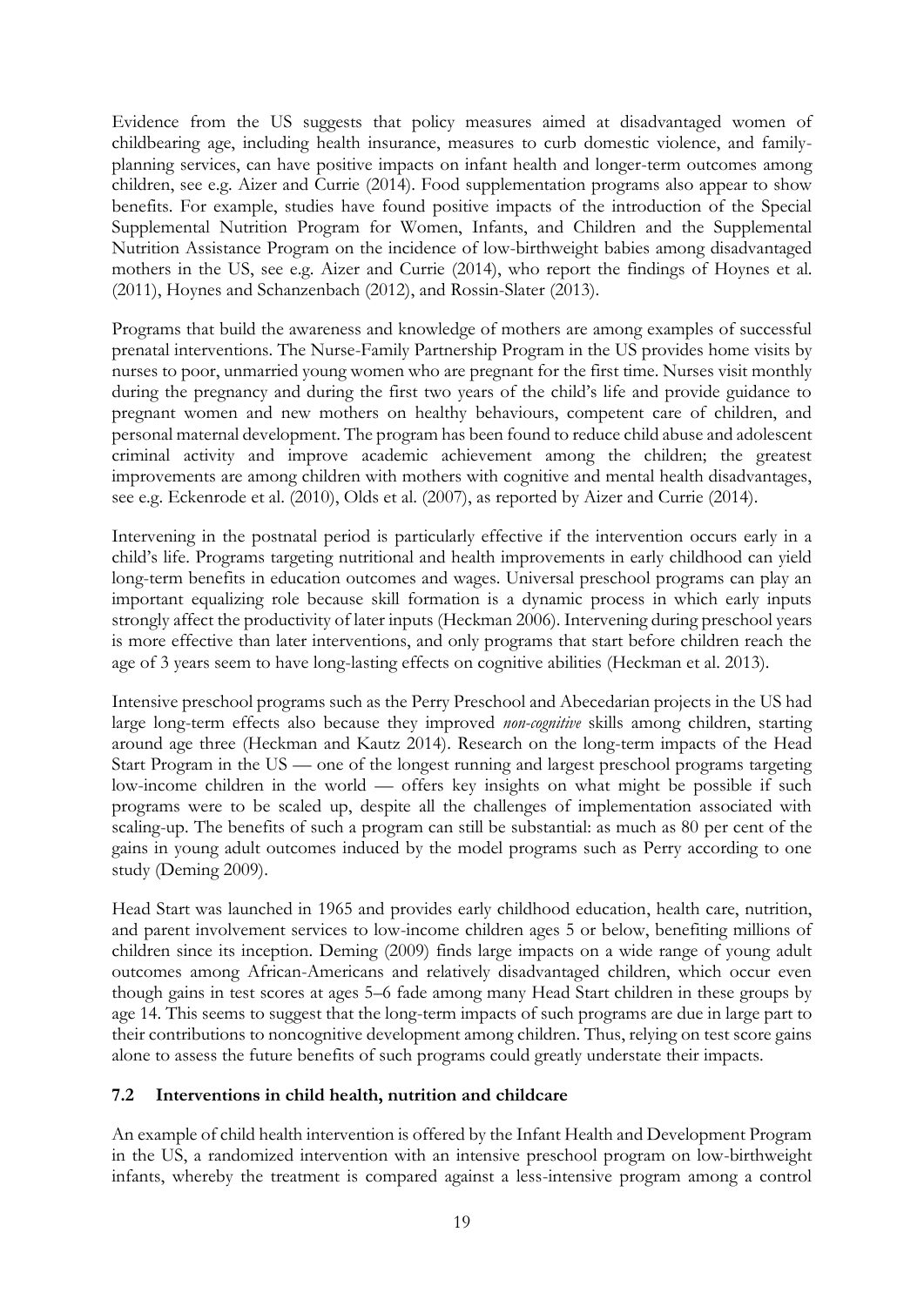Evidence from the US suggests that policy measures aimed at disadvantaged women of childbearing age, including health insurance, measures to curb domestic violence, and family-planning services, can have positive impacts on infant health and longer-term outcomes among children, see e.g. Aizer and Currie (2014). Food supplementation programs also appear to show benefits. For example, studies have found positive impacts of the introduction of the Special Supplemental Nutrition Program for Women, Infants, and Children and the Supplemental Nutrition Assistance Program on the incidence of low-birthweight babies among disadvantaged mothers in the US, see e.g. Aizer and Currie (2014), who report the findings of Hoynes et al. (2011), Hoynes and Schanzenbach (2012), and Rossin-Slater (2013).

Programs that build the awareness and knowledge of mothers are among examples of successful prenatal interventions. The Nurse-Family Partnership Program in the US provides home visits by nurses to poor, unmarried young women who are pregnant for the first time. Nurses visit monthly during the pregnancy and during the first two years of the child's life and provide guidance to pregnant women and new mothers on healthy behaviours, competent care of children, and personal maternal development. The program has been found to reduce child abuse and adolescent criminal activity and improve academic achievement among the children; the greatest improvements are among children with mothers with cognitive and mental health disadvantages, see e.g. Eckenrode et al. (2010), Olds et al. (2007), as reported by Aizer and Currie (2014).

Intervening in the postnatal period is particularly effective if the intervention occurs early in a child's life. Programs targeting nutritional and health improvements in early childhood can yield long-term benefits in education outcomes and wages. Universal preschool programs can play an important equalizing role because skill formation is a dynamic process in which early inputs strongly affect the productivity of later inputs (Heckman 2006). Intervening during preschool years is more effective than later interventions, and only programs that start before children reach the age of 3 years seem to have long-lasting effects on cognitive abilities (Heckman et al. 2013).

Intensive preschool programs such as the Perry Preschool and Abecedarian projects in the US had large long-term effects also because they improved *non-cognitive* skills among children, starting around age three (Heckman and Kautz 2014). Research on the long-term impacts of the Head Start Program in the US — one of the longest running and largest preschool programs targeting low-income children in the world — offers key insights on what might be possible if such programs were to be scaled up, despite all the challenges of implementation associated with scaling-up. The benefits of such a program can still be substantial: as much as 80 per cent of the gains in young adult outcomes induced by the model programs such as Perry according to one study (Deming 2009).

Head Start was launched in 1965 and provides early childhood education, health care, nutrition, and parent involvement services to low-income children ages 5 or below, benefiting millions of children since its inception. Deming (2009) finds large impacts on a wide range of young adult outcomes among African-Americans and relatively disadvantaged children, which occur even though gains in test scores at ages 5–6 fade among many Head Start children in these groups by age 14. This seems to suggest that the long-term impacts of such programs are due in large part to their contributions to noncognitive development among children. Thus, relying on test score gains alone to assess the future benefits of such programs could greatly understate their impacts.

### 7.2 Interventions in child health, nutrition and childcare

An example of child health intervention is offered by the Infant Health and Development Program in the US, a randomized intervention with an intensive preschool program on low-birthweight infants, whereby the treatment is compared against a less-intensive program among a control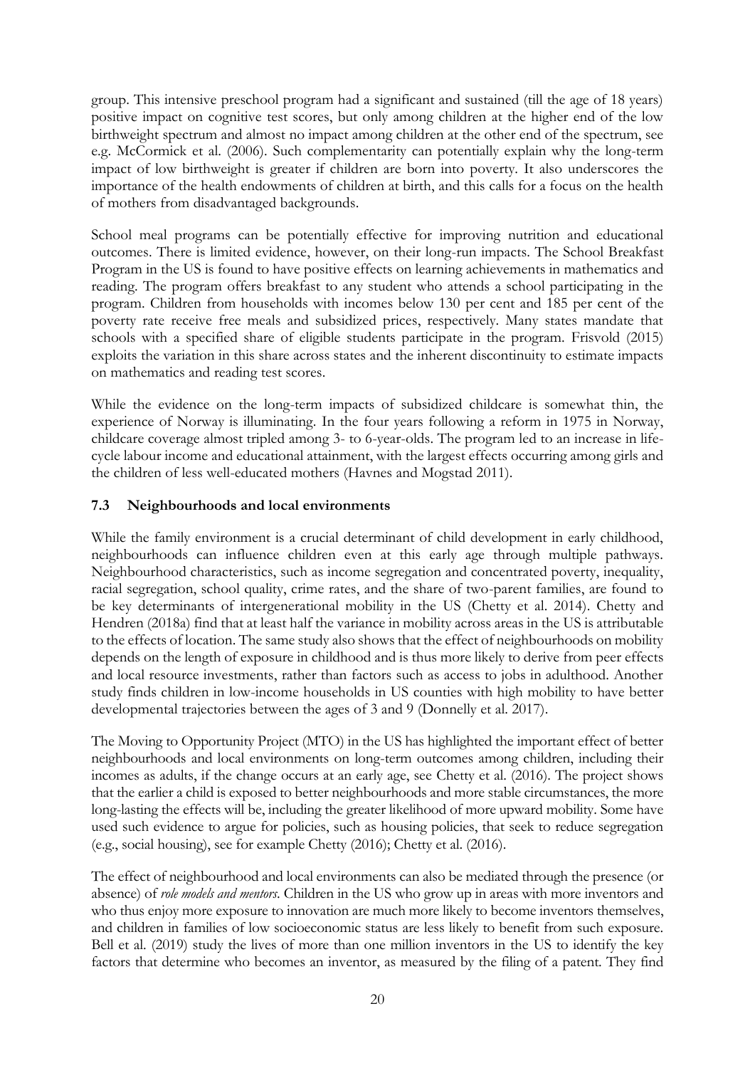group. This intensive preschool program had a significant and sustained (till the age of 18 years) positive impact on cognitive test scores, but only among children at the higher end of the low birthweight spectrum and almost no impact among children at the other end of the spectrum, see e.g. McCormick et al. (2006). Such complementarity can potentially explain why the long-term impact of low birthweight is greater if children are born into poverty. It also underscores the importance of the health endowments of children at birth, and this calls for a focus on the health of mothers from disadvantaged backgrounds.

School meal programs can be potentially effective for improving nutrition and educational outcomes. There is limited evidence, however, on their long-run impacts. The School Breakfast Program in the US is found to have positive effects on learning achievements in mathematics and reading. The program offers breakfast to any student who attends a school participating in the program. Children from households with incomes below 130 per cent and 185 per cent of the poverty rate receive free meals and subsidized prices, respectively. Many states mandate that schools with a specified share of eligible students participate in the program. Frisvold (2015) exploits the variation in this share across states and the inherent discontinuity to estimate impacts on mathematics and reading test scores.

While the evidence on the long-term impacts of subsidized childcare is somewhat thin, the experience of Norway is illuminating. In the four years following a reform in 1975 in Norway, childcare coverage almost tripled among 3- to 6-year-olds. The program led to an increase in life-cycle labour income and educational attainment, with the largest effects occurring among girls and the children of less well-educated mothers (Havnes and Mogstad 2011).

### 7.3 Neighbourhoods and local environments

While the family environment is a crucial determinant of child development in early childhood, neighbourhoods can influence children even at this early age through multiple pathways. Neighbourhood characteristics, such as income segregation and concentrated poverty, inequality, racial segregation, school quality, crime rates, and the share of two-parent families, are found to be key determinants of intergenerational mobility in the US (Chetty et al. 2014). Chetty and Hendren (2018a) find that at least half the variance in mobility across areas in the US is attributable to the effects of location. The same study also shows that the effect of neighbourhoods on mobility depends on the length of exposure in childhood and is thus more likely to derive from peer effects and local resource investments, rather than factors such as access to jobs in adulthood. Another study finds children in low-income households in US counties with high mobility to have better developmental trajectories between the ages of 3 and 9 (Donnelly et al. 2017).

The Moving to Opportunity Project (MTO) in the US has highlighted the important effect of better neighbourhoods and local environments on long-term outcomes among children, including their incomes as adults, if the change occurs at an early age, see Chetty et al. (2016). The project shows that the earlier a child is exposed to better neighbourhoods and more stable circumstances, the more long-lasting the effects will be, including the greater likelihood of more upward mobility. Some have used such evidence to argue for policies, such as housing policies, that seek to reduce segregation (e.g., social housing), see for example Chetty (2016); Chetty et al. (2016).

The effect of neighbourhood and local environments can also be mediated through the presence (or absence) of *role models and mentors*. Children in the US who grow up in areas with more inventors and who thus enjoy more exposure to innovation are much more likely to become inventors themselves, and children in families of low socioeconomic status are less likely to benefit from such exposure. Bell et al. (2019) study the lives of more than one million inventors in the US to identify the key factors that determine who becomes an inventor, as measured by the filing of a patent. They find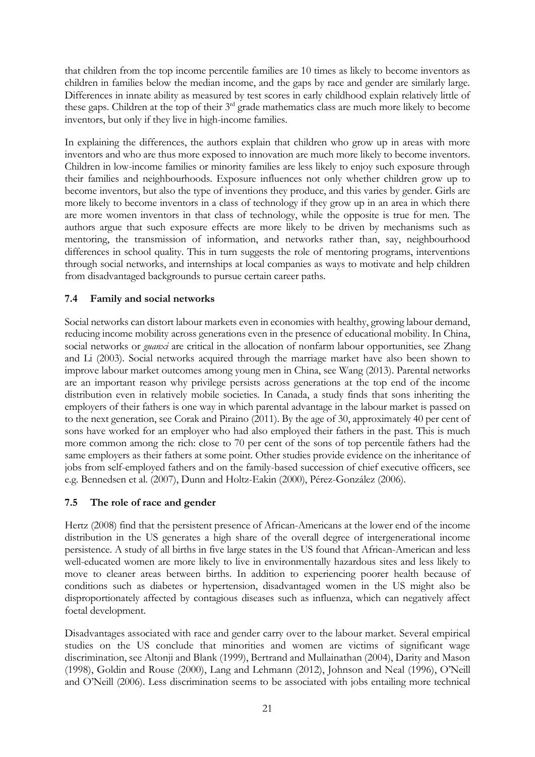that children from the top income percentile families are 10 times as likely to become inventors as children in families below the median income, and the gaps by race and gender are similarly large. Differences in innate ability as measured by test scores in early childhood explain relatively little of these gaps. Children at the top of their 3rd grade mathematics class are much more likely to become inventors, but only if they live in high-income families.

In explaining the differences, the authors explain that children who grow up in areas with more inventors and who are thus more exposed to innovation are much more likely to become inventors. Children in low-income families or minority families are less likely to enjoy such exposure through their families and neighbourhoods. Exposure influences not only whether children grow up to become inventors, but also the type of inventions they produce, and this varies by gender. Girls are more likely to become inventors in a class of technology if they grow up in an area in which there are more women inventors in that class of technology, while the opposite is true for men. The authors argue that such exposure effects are more likely to be driven by mechanisms such as mentoring, the transmission of information, and networks rather than, say, neighbourhood differences in school quality. This in turn suggests the role of mentoring programs, interventions through social networks, and internships at local companies as ways to motivate and help children from disadvantaged backgrounds to pursue certain career paths.

### 7.4 Family and social networks

Social networks can distort labour markets even in economies with healthy, growing labour demand, reducing income mobility across generations even in the presence of educational mobility. In China, social networks or *guanxi* are critical in the allocation of nonfarm labour opportunities, see Zhang and Li (2003). Social networks acquired through the marriage market have also been shown to improve labour market outcomes among young men in China, see Wang (2013). Parental networks are an important reason why privilege persists across generations at the top end of the income distribution even in relatively mobile societies. In Canada, a study finds that sons inheriting the employers of their fathers is one way in which parental advantage in the labour market is passed on to the next generation, see Corak and Piraino (2011). By the age of 30, approximately 40 per cent of sons have worked for an employer who had also employed their fathers in the past. This is much more common among the rich: close to 70 per cent of the sons of top percentile fathers had the same employers as their fathers at some point. Other studies provide evidence on the inheritance of jobs from self-employed fathers and on the family-based succession of chief executive officers, see e.g. Bennedsen et al. (2007), Dunn and Holtz-Eakin (2000), Pérez-González (2006).

### 7.5 The role of race and gender

Hertz (2008) find that the persistent presence of African-Americans at the lower end of the income distribution in the US generates a high share of the overall degree of intergenerational income persistence. A study of all births in five large states in the US found that African-American and less well-educated women are more likely to live in environmentally hazardous sites and less likely to move to cleaner areas between births. In addition to experiencing poorer health because of conditions such as diabetes or hypertension, disadvantaged women in the US might also be disproportionately affected by contagious diseases such as influenza, which can negatively affect foetal development.

Disadvantages associated with race and gender carry over to the labour market. Several empirical studies on the US conclude that minorities and women are victims of significant wage discrimination, see Altonji and Blank (1999), Bertrand and Mullainathan (2004), Darity and Mason (1998), Goldin and Rouse (2000), Lang and Lehmann (2012), Johnson and Neal (1996), O'Neill and O'Neill (2006). Less discrimination seems to be associated with jobs entailing more technical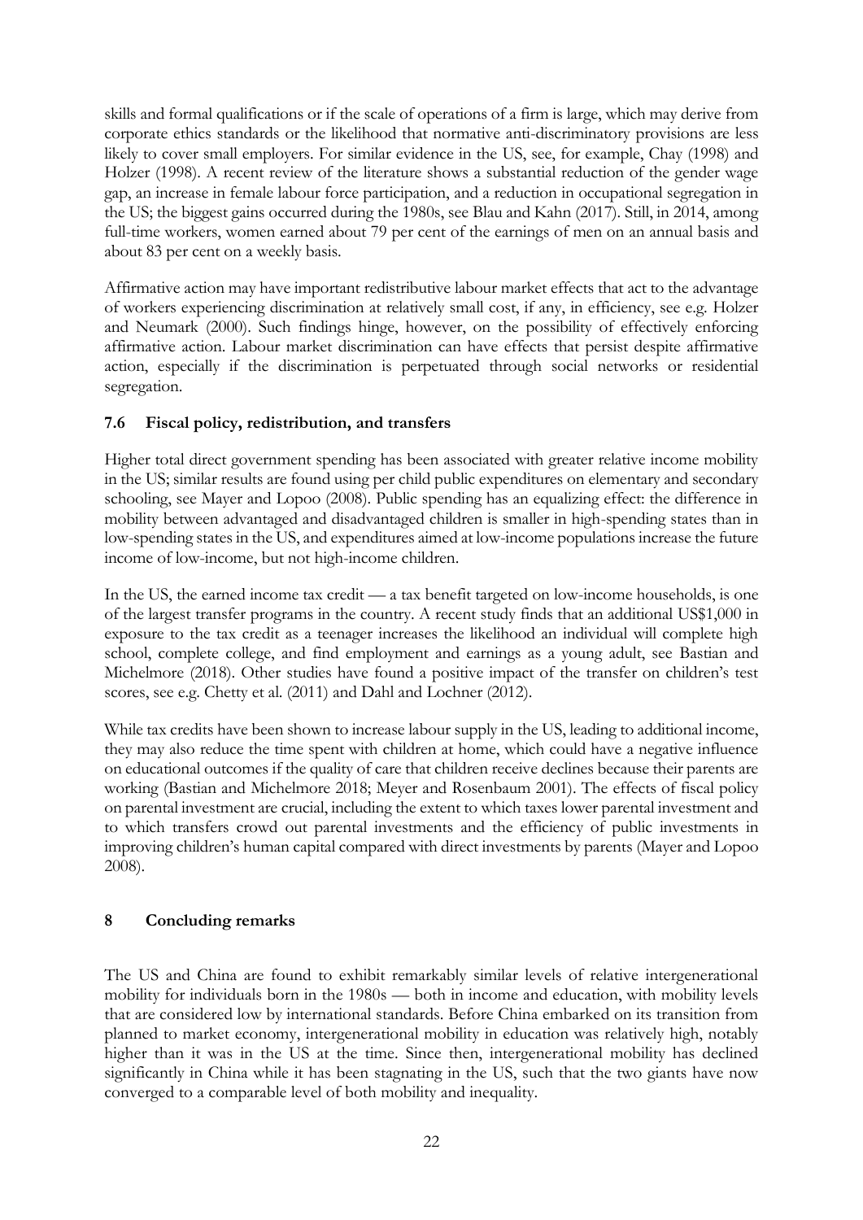skills and formal qualifications or if the scale of operations of a firm is large, which may derive from corporate ethics standards or the likelihood that normative anti-discriminatory provisions are less likely to cover small employers. For similar evidence in the US, see, for example, Chay (1998) and Holzer (1998). A recent review of the literature shows a substantial reduction of the gender wage gap, an increase in female labour force participation, and a reduction in occupational segregation in the US; the biggest gains occurred during the 1980s, see Blau and Kahn (2017). Still, in 2014, among full-time workers, women earned about 79 per cent of the earnings of men on an annual basis and about 83 per cent on a weekly basis.

Affirmative action may have important redistributive labour market effects that act to the advantage of workers experiencing discrimination at relatively small cost, if any, in efficiency, see e.g. Holzer and Neumark (2000). Such findings hinge, however, on the possibility of effectively enforcing affirmative action. Labour market discrimination can have effects that persist despite affirmative action, especially if the discrimination is perpetuated through social networks or residential segregation.

### 7.6 Fiscal policy, redistribution, and transfers

Higher total direct government spending has been associated with greater relative income mobility in the US; similar results are found using per child public expenditures on elementary and secondary schooling, see Mayer and Lopoo (2008). Public spending has an equalizing effect: the difference in mobility between advantaged and disadvantaged children is smaller in high-spending states than in low-spending states in the US, and expenditures aimed at low-income populations increase the future income of low-income, but not high-income children.

In the US, the earned income tax credit — a tax benefit targeted on low-income households, is one of the largest transfer programs in the country. A recent study finds that an additional US$1,000 in exposure to the tax credit as a teenager increases the likelihood an individual will complete high school, complete college, and find employment and earnings as a young adult, see Bastian and Michelmore (2018). Other studies have found a positive impact of the transfer on children's test scores, see e.g. Chetty et al. (2011) and Dahl and Lochner (2012).

While tax credits have been shown to increase labour supply in the US, leading to additional income, they may also reduce the time spent with children at home, which could have a negative influence on educational outcomes if the quality of care that children receive declines because their parents are working (Bastian and Michelmore 2018; Meyer and Rosenbaum 2001). The effects of fiscal policy on parental investment are crucial, including the extent to which taxes lower parental investment and to which transfers crowd out parental investments and the efficiency of public investments in improving children's human capital compared with direct investments by parents (Mayer and Lopoo 2008).

## 8 Concluding remarks

The US and China are found to exhibit remarkably similar levels of relative intergenerational mobility for individuals born in the 1980s — both in income and education, with mobility levels that are considered low by international standards. Before China embarked on its transition from planned to market economy, intergenerational mobility in education was relatively high, notably higher than it was in the US at the time. Since then, intergenerational mobility has declined significantly in China while it has been stagnating in the US, such that the two giants have now converged to a comparable level of both mobility and inequality.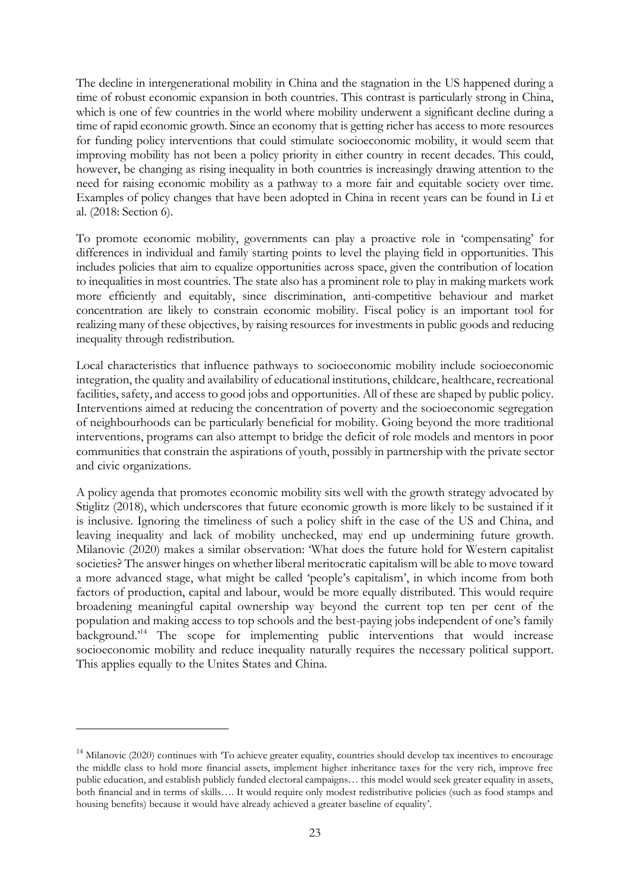The decline in intergenerational mobility in China and the stagnation in the US happened during a time of robust economic expansion in both countries. This contrast is particularly strong in China, which is one of few countries in the world where mobility underwent a significant decline during a time of rapid economic growth. Since an economy that is getting richer has access to more resources for funding policy interventions that could stimulate socioeconomic mobility, it would seem that improving mobility has not been a policy priority in either country in recent decades. This could, however, be changing as rising inequality in both countries is increasingly drawing attention to the need for raising economic mobility as a pathway to a more fair and equitable society over time. Examples of policy changes that have been adopted in China in recent years can be found in Li et al. (2018: Section 6).

To promote economic mobility, governments can play a proactive role in 'compensating' for differences in individual and family starting points to level the playing field in opportunities. This includes policies that aim to equalize opportunities across space, given the contribution of location to inequalities in most countries. The state also has a prominent role to play in making markets work more efficiently and equitably, since discrimination, anti-competitive behaviour and market concentration are likely to constrain economic mobility. Fiscal policy is an important tool for realizing many of these objectives, by raising resources for investments in public goods and reducing inequality through redistribution.

Local characteristics that influence pathways to socioeconomic mobility include socioeconomic integration, the quality and availability of educational institutions, childcare, healthcare, recreational facilities, safety, and access to good jobs and opportunities. All of these are shaped by public policy. Interventions aimed at reducing the concentration of poverty and the socioeconomic segregation of neighbourhoods can be particularly beneficial for mobility. Going beyond the more traditional interventions, programs can also attempt to bridge the deficit of role models and mentors in poor communities that constrain the aspirations of youth, possibly in partnership with the private sector and civic organizations.

A policy agenda that promotes economic mobility sits well with the growth strategy advocated by Stiglitz (2018), which underscores that future economic growth is more likely to be sustained if it is inclusive. Ignoring the timeliness of such a policy shift in the case of the US and China, and leaving inequality and lack of mobility unchecked, may end up undermining future growth. Milanovic (2020) makes a similar observation: 'What does the future hold for Western capitalist societies? The answer hinges on whether liberal meritocratic capitalism will be able to move toward a more advanced stage, what might be called 'people's capitalism', in which income from both factors of production, capital and labour, would be more equally distributed. This would require broadening meaningful capital ownership way beyond the current top ten per cent of the population and making access to top schools and the best-paying jobs independent of one's family background.'[14] The scope for implementing public interventions that would increase socioeconomic mobility and reduce inequality naturally requires the necessary political support. This applies equally to the Unites States and China.

---

[14] Milanovic (2020) continues with 'To achieve greater equality, countries should develop tax incentives to encourage the middle class to hold more financial assets, implement higher inheritance taxes for the very rich, improve free public education, and establish publicly funded electoral campaigns… this model would seek greater equality in assets, both financial and in terms of skills…. It would require only modest redistributive policies (such as food stamps and housing benefits) because it would have already achieved a greater baseline of equality'.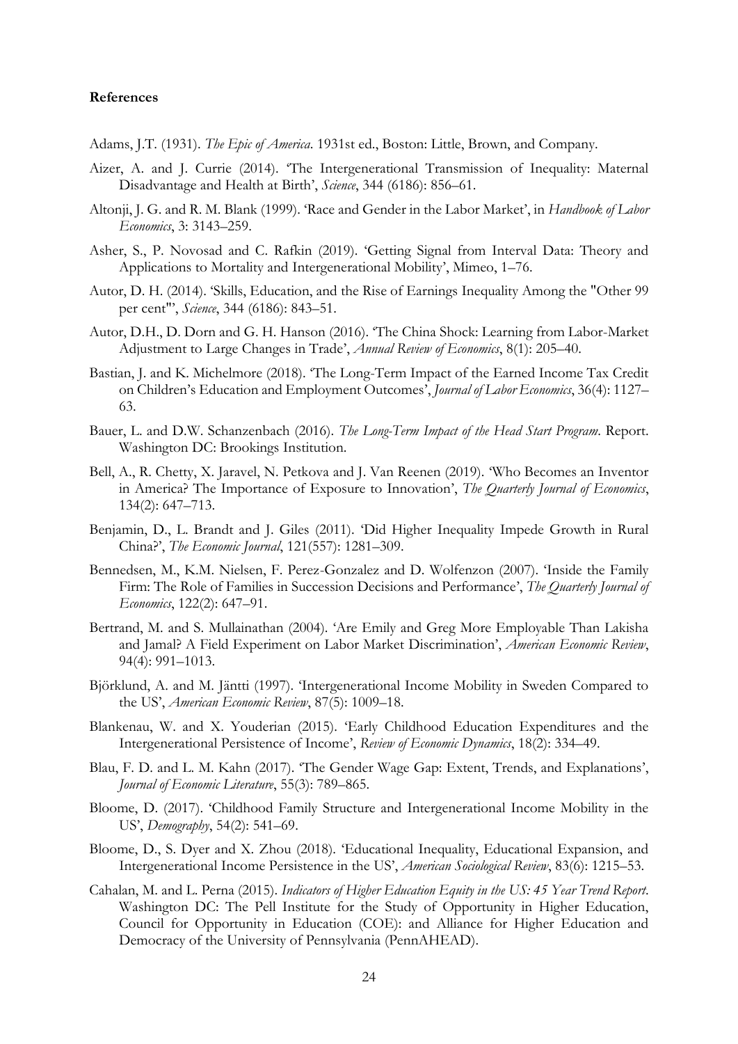**References**

Adams, J.T. (1931). *The Epic of America*. 1931st ed., Boston: Little, Brown, and Company.

Aizer, A. and J. Currie (2014). 'The Intergenerational Transmission of Inequality: Maternal Disadvantage and Health at Birth', *Science*, 344 (6186): 856–61.

Altonji, J. G. and R. M. Blank (1999). 'Race and Gender in the Labor Market', in *Handbook of Labor Economics*, 3: 3143–259.

Asher, S., P. Novosad and C. Rafkin (2019). 'Getting Signal from Interval Data: Theory and Applications to Mortality and Intergenerational Mobility', Mimeo, 1–76.

Autor, D. H. (2014). 'Skills, Education, and the Rise of Earnings Inequality Among the "Other 99 per cent"', *Science*, 344 (6186): 843–51.

Autor, D.H., D. Dorn and G. H. Hanson (2016). 'The China Shock: Learning from Labor-Market Adjustment to Large Changes in Trade', *Annual Review of Economics*, 8(1): 205–40.

Bastian, J. and K. Michelmore (2018). 'The Long-Term Impact of the Earned Income Tax Credit on Children's Education and Employment Outcomes', *Journal of Labor Economics*, 36(4): 1127–63.

Bauer, L. and D.W. Schanzenbach (2016). *The Long-Term Impact of the Head Start Program*. Report. Washington DC: Brookings Institution.

Bell, A., R. Chetty, X. Jaravel, N. Petkova and J. Van Reenen (2019). 'Who Becomes an Inventor in America? The Importance of Exposure to Innovation', *The Quarterly Journal of Economics*, 134(2): 647–713.

Benjamin, D., L. Brandt and J. Giles (2011). 'Did Higher Inequality Impede Growth in Rural China?', *The Economic Journal*, 121(557): 1281–309.

Bennedsen, M., K.M. Nielsen, F. Perez-Gonzalez and D. Wolfenzon (2007). 'Inside the Family Firm: The Role of Families in Succession Decisions and Performance', *The Quarterly Journal of Economics*, 122(2): 647–91.

Bertrand, M. and S. Mullainathan (2004). 'Are Emily and Greg More Employable Than Lakisha and Jamal? A Field Experiment on Labor Market Discrimination', *American Economic Review*, 94(4): 991–1013.

Björklund, A. and M. Jäntti (1997). 'Intergenerational Income Mobility in Sweden Compared to the US', *American Economic Review*, 87(5): 1009–18.

Blankenau, W. and X. Youderian (2015). 'Early Childhood Education Expenditures and the Intergenerational Persistence of Income', *Review of Economic Dynamics*, 18(2): 334–49.

Blau, F. D. and L. M. Kahn (2017). 'The Gender Wage Gap: Extent, Trends, and Explanations', *Journal of Economic Literature*, 55(3): 789–865.

Bloome, D. (2017). 'Childhood Family Structure and Intergenerational Income Mobility in the US', *Demography*, 54(2): 541–69.

Bloome, D., S. Dyer and X. Zhou (2018). 'Educational Inequality, Educational Expansion, and Intergenerational Income Persistence in the US', *American Sociological Review*, 83(6): 1215–53.

Cahalan, M. and L. Perna (2015). *Indicators of Higher Education Equity in the US: 45 Year Trend Report*. Washington DC: The Pell Institute for the Study of Opportunity in Higher Education, Council for Opportunity in Education (COE): and Alliance for Higher Education and Democracy of the University of Pennsylvania (PennAHEAD).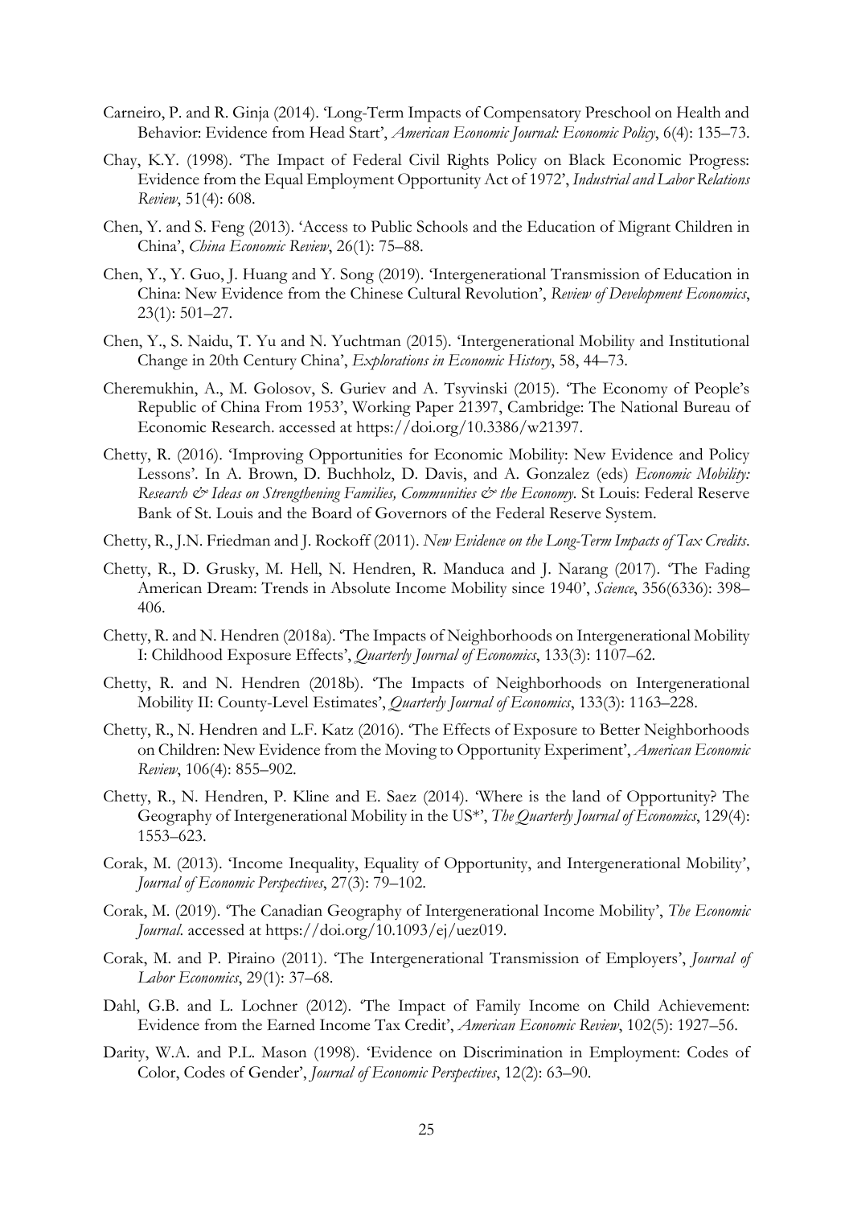Carneiro, P. and R. Ginja (2014). 'Long-Term Impacts of Compensatory Preschool on Health and Behavior: Evidence from Head Start', *American Economic Journal: Economic Policy*, 6(4): 135–73.

Chay, K.Y. (1998). 'The Impact of Federal Civil Rights Policy on Black Economic Progress: Evidence from the Equal Employment Opportunity Act of 1972', *Industrial and Labor Relations Review*, 51(4): 608.

Chen, Y. and S. Feng (2013). 'Access to Public Schools and the Education of Migrant Children in China', *China Economic Review*, 26(1): 75–88.

Chen, Y., Y. Guo, J. Huang and Y. Song (2019). 'Intergenerational Transmission of Education in China: New Evidence from the Chinese Cultural Revolution', *Review of Development Economics*, 23(1): 501–27.

Chen, Y., S. Naidu, T. Yu and N. Yuchtman (2015). 'Intergenerational Mobility and Institutional Change in 20th Century China', *Explorations in Economic History*, 58, 44–73.

Cheremukhin, A., M. Golosov, S. Guriev and A. Tsyvinski (2015). 'The Economy of People's Republic of China From 1953', Working Paper 21397, Cambridge: The National Bureau of Economic Research. accessed at https://doi.org/10.3386/w21397.

Chetty, R. (2016). 'Improving Opportunities for Economic Mobility: New Evidence and Policy Lessons'. In A. Brown, D. Buchholz, D. Davis, and A. Gonzalez (eds) *Economic Mobility: Research & Ideas on Strengthening Families, Communities & the Economy*. St Louis: Federal Reserve Bank of St. Louis and the Board of Governors of the Federal Reserve System.

Chetty, R., J.N. Friedman and J. Rockoff (2011). *New Evidence on the Long-Term Impacts of Tax Credits*.

Chetty, R., D. Grusky, M. Hell, N. Hendren, R. Manduca and J. Narang (2017). 'The Fading American Dream: Trends in Absolute Income Mobility since 1940', *Science*, 356(6336): 398–406.

Chetty, R. and N. Hendren (2018a). 'The Impacts of Neighborhoods on Intergenerational Mobility I: Childhood Exposure Effects', *Quarterly Journal of Economics*, 133(3): 1107–62.

Chetty, R. and N. Hendren (2018b). 'The Impacts of Neighborhoods on Intergenerational Mobility II: County-Level Estimates', *Quarterly Journal of Economics*, 133(3): 1163–228.

Chetty, R., N. Hendren and L.F. Katz (2016). 'The Effects of Exposure to Better Neighborhoods on Children: New Evidence from the Moving to Opportunity Experiment', *American Economic Review*, 106(4): 855–902.

Chetty, R., N. Hendren, P. Kline and E. Saez (2014). 'Where is the land of Opportunity? The Geography of Intergenerational Mobility in the US*', *The Quarterly Journal of Economics*, 129(4): 1553–623.

Corak, M. (2013). 'Income Inequality, Equality of Opportunity, and Intergenerational Mobility', *Journal of Economic Perspectives*, 27(3): 79–102.

Corak, M. (2019). 'The Canadian Geography of Intergenerational Income Mobility', *The Economic Journal*. accessed at https://doi.org/10.1093/ej/uez019.

Corak, M. and P. Piraino (2011). 'The Intergenerational Transmission of Employers', *Journal of Labor Economics*, 29(1): 37–68.

Dahl, G.B. and L. Lochner (2012). 'The Impact of Family Income on Child Achievement: Evidence from the Earned Income Tax Credit', *American Economic Review*, 102(5): 1927–56.

Darity, W.A. and P.L. Mason (1998). 'Evidence on Discrimination in Employment: Codes of Color, Codes of Gender', *Journal of Economic Perspectives*, 12(2): 63–90.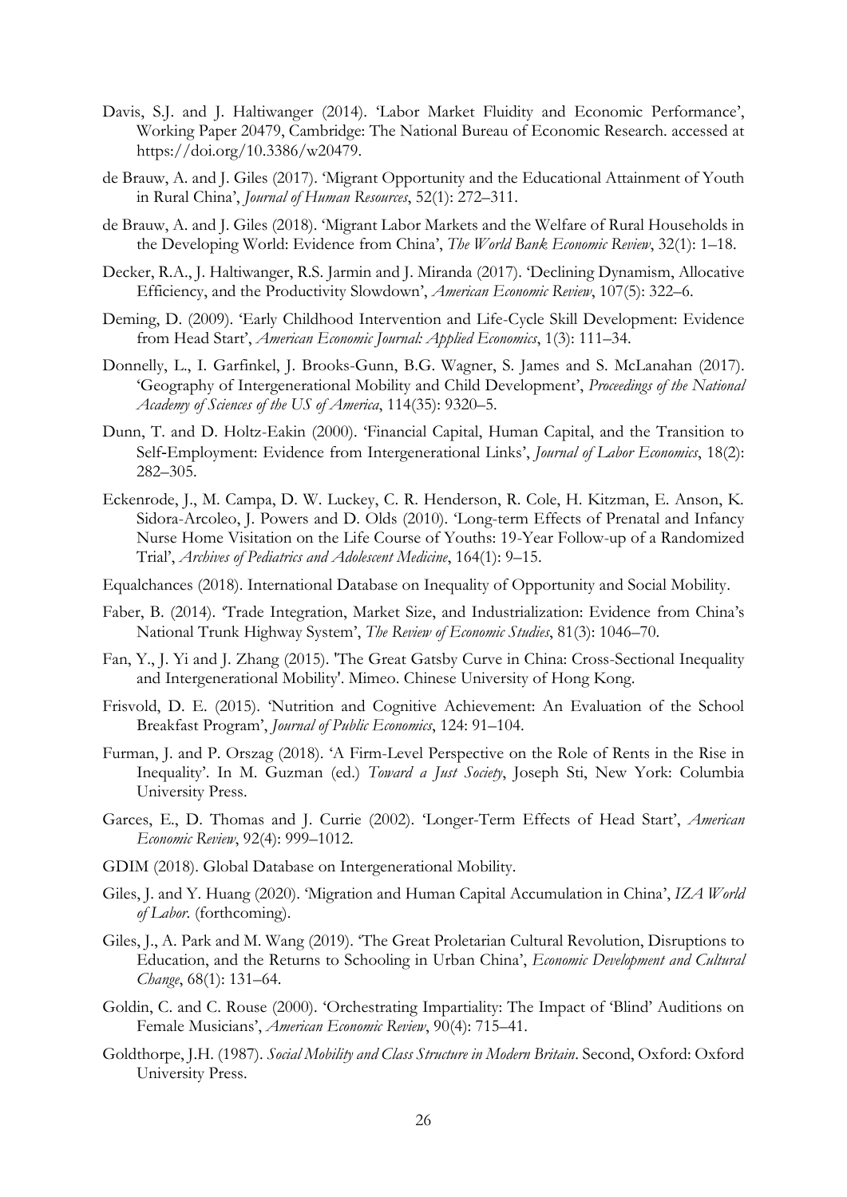Davis, S.J. and J. Haltiwanger (2014). 'Labor Market Fluidity and Economic Performance', Working Paper 20479, Cambridge: The National Bureau of Economic Research. accessed at https://doi.org/10.3386/w20479.

de Brauw, A. and J. Giles (2017). 'Migrant Opportunity and the Educational Attainment of Youth in Rural China', *Journal of Human Resources*, 52(1): 272–311.

de Brauw, A. and J. Giles (2018). 'Migrant Labor Markets and the Welfare of Rural Households in the Developing World: Evidence from China', *The World Bank Economic Review*, 32(1): 1–18.

Decker, R.A., J. Haltiwanger, R.S. Jarmin and J. Miranda (2017). 'Declining Dynamism, Allocative Efficiency, and the Productivity Slowdown', *American Economic Review*, 107(5): 322–6.

Deming, D. (2009). 'Early Childhood Intervention and Life-Cycle Skill Development: Evidence from Head Start', *American Economic Journal: Applied Economics*, 1(3): 111–34.

Donnelly, L., I. Garfinkel, J. Brooks-Gunn, B.G. Wagner, S. James and S. McLanahan (2017). 'Geography of Intergenerational Mobility and Child Development', *Proceedings of the National Academy of Sciences of the US of America*, 114(35): 9320–5.

Dunn, T. and D. Holtz-Eakin (2000). 'Financial Capital, Human Capital, and the Transition to Self-Employment: Evidence from Intergenerational Links', *Journal of Labor Economics*, 18(2): 282–305.

Eckenrode, J., M. Campa, D. W. Luckey, C. R. Henderson, R. Cole, H. Kitzman, E. Anson, K. Sidora-Arcoleo, J. Powers and D. Olds (2010). 'Long-term Effects of Prenatal and Infancy Nurse Home Visitation on the Life Course of Youths: 19-Year Follow-up of a Randomized Trial', *Archives of Pediatrics and Adolescent Medicine*, 164(1): 9–15.

Equalchances (2018). International Database on Inequality of Opportunity and Social Mobility.

Faber, B. (2014). 'Trade Integration, Market Size, and Industrialization: Evidence from China's National Trunk Highway System', *The Review of Economic Studies*, 81(3): 1046–70.

Fan, Y., J. Yi and J. Zhang (2015). 'The Great Gatsby Curve in China: Cross-Sectional Inequality and Intergenerational Mobility'. Mimeo. Chinese University of Hong Kong.

Frisvold, D. E. (2015). 'Nutrition and Cognitive Achievement: An Evaluation of the School Breakfast Program', *Journal of Public Economics*, 124: 91–104.

Furman, J. and P. Orszag (2018). 'A Firm-Level Perspective on the Role of Rents in the Rise in Inequality'. In M. Guzman (ed.) *Toward a Just Society*, Joseph Sti, New York: Columbia University Press.

Garces, E., D. Thomas and J. Currie (2002). 'Longer-Term Effects of Head Start', *American Economic Review*, 92(4): 999–1012.

GDIM (2018). Global Database on Intergenerational Mobility.

Giles, J. and Y. Huang (2020). 'Migration and Human Capital Accumulation in China', *IZA World of Labor*. (forthcoming).

Giles, J., A. Park and M. Wang (2019). 'The Great Proletarian Cultural Revolution, Disruptions to Education, and the Returns to Schooling in Urban China', *Economic Development and Cultural Change*, 68(1): 131–64.

Goldin, C. and C. Rouse (2000). 'Orchestrating Impartiality: The Impact of 'Blind' Auditions on Female Musicians', *American Economic Review*, 90(4): 715–41.

Goldthorpe, J.H. (1987). *Social Mobility and Class Structure in Modern Britain*. Second, Oxford: Oxford University Press.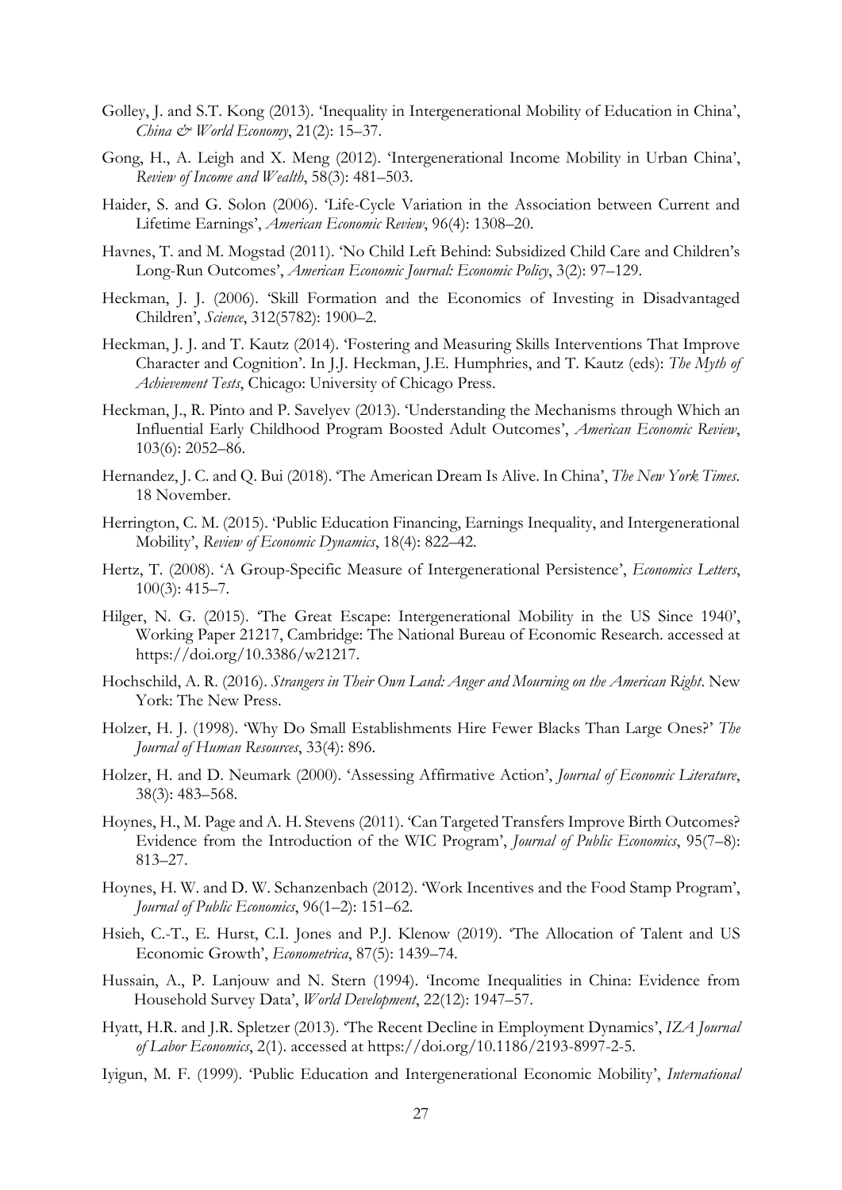Golley, J. and S.T. Kong (2013). 'Inequality in Intergenerational Mobility of Education in China', *China & World Economy*, 21(2): 15–37.

Gong, H., A. Leigh and X. Meng (2012). 'Intergenerational Income Mobility in Urban China', *Review of Income and Wealth*, 58(3): 481–503.

Haider, S. and G. Solon (2006). 'Life-Cycle Variation in the Association between Current and Lifetime Earnings', *American Economic Review*, 96(4): 1308–20.

Havnes, T. and M. Mogstad (2011). 'No Child Left Behind: Subsidized Child Care and Children's Long-Run Outcomes', *American Economic Journal: Economic Policy*, 3(2): 97–129.

Heckman, J. J. (2006). 'Skill Formation and the Economics of Investing in Disadvantaged Children', *Science*, 312(5782): 1900–2.

Heckman, J. J. and T. Kautz (2014). 'Fostering and Measuring Skills Interventions That Improve Character and Cognition'. In J.J. Heckman, J.E. Humphries, and T. Kautz (eds): *The Myth of Achievement Tests*, Chicago: University of Chicago Press.

Heckman, J., R. Pinto and P. Savelyev (2013). 'Understanding the Mechanisms through Which an Influential Early Childhood Program Boosted Adult Outcomes', *American Economic Review*, 103(6): 2052–86.

Hernandez, J. C. and Q. Bui (2018). 'The American Dream Is Alive. In China', *The New York Times*. 18 November.

Herrington, C. M. (2015). 'Public Education Financing, Earnings Inequality, and Intergenerational Mobility', *Review of Economic Dynamics*, 18(4): 822–42.

Hertz, T. (2008). 'A Group-Specific Measure of Intergenerational Persistence', *Economics Letters*, 100(3): 415–7.

Hilger, N. G. (2015). 'The Great Escape: Intergenerational Mobility in the US Since 1940', Working Paper 21217, Cambridge: The National Bureau of Economic Research. accessed at https://doi.org/10.3386/w21217.

Hochschild, A. R. (2016). *Strangers in Their Own Land: Anger and Mourning on the American Right*. New York: The New Press.

Holzer, H. J. (1998). 'Why Do Small Establishments Hire Fewer Blacks Than Large Ones?' *The Journal of Human Resources*, 33(4): 896.

Holzer, H. and D. Neumark (2000). 'Assessing Affirmative Action', *Journal of Economic Literature*, 38(3): 483–568.

Hoynes, H., M. Page and A. H. Stevens (2011). 'Can Targeted Transfers Improve Birth Outcomes? Evidence from the Introduction of the WIC Program', *Journal of Public Economics*, 95(7–8): 813–27.

Hoynes, H. W. and D. W. Schanzenbach (2012). 'Work Incentives and the Food Stamp Program', *Journal of Public Economics*, 96(1–2): 151–62.

Hsieh, C.-T., E. Hurst, C.I. Jones and P.J. Klenow (2019). 'The Allocation of Talent and US Economic Growth', *Econometrica*, 87(5): 1439–74.

Hussain, A., P. Lanjouw and N. Stern (1994). 'Income Inequalities in China: Evidence from Household Survey Data', *World Development*, 22(12): 1947–57.

Hyatt, H.R. and J.R. Spletzer (2013). 'The Recent Decline in Employment Dynamics', *IZA Journal of Labor Economics*, 2(1). accessed at https://doi.org/10.1186/2193-8997-2-5.

Iyigun, M. F. (1999). 'Public Education and Intergenerational Economic Mobility', *International*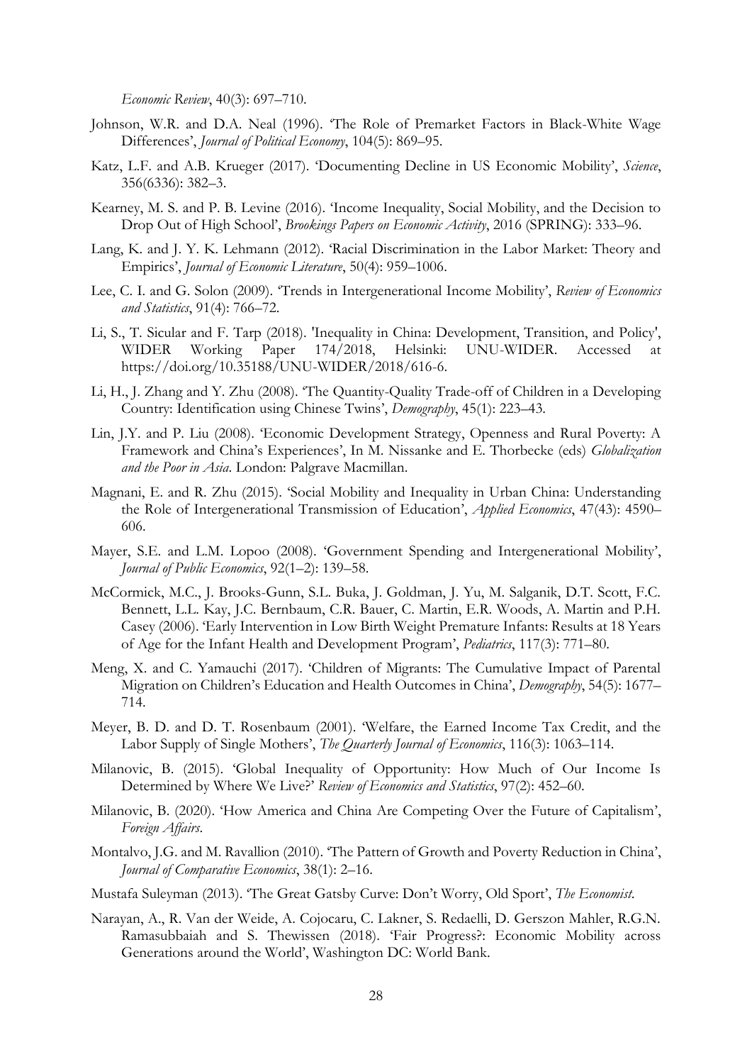*Economic Review*, 40(3): 697–710.

Johnson, W.R. and D.A. Neal (1996). 'The Role of Premarket Factors in Black-White Wage Differences', *Journal of Political Economy*, 104(5): 869–95.

Katz, L.F. and A.B. Krueger (2017). 'Documenting Decline in US Economic Mobility', *Science*, 356(6336): 382–3.

Kearney, M. S. and P. B. Levine (2016). 'Income Inequality, Social Mobility, and the Decision to Drop Out of High School', *Brookings Papers on Economic Activity*, 2016 (SPRING): 333–96.

Lang, K. and J. Y. K. Lehmann (2012). 'Racial Discrimination in the Labor Market: Theory and Empirics', *Journal of Economic Literature*, 50(4): 959–1006.

Lee, C. I. and G. Solon (2009). 'Trends in Intergenerational Income Mobility', *Review of Economics and Statistics*, 91(4): 766–72.

Li, S., T. Sicular and F. Tarp (2018). 'Inequality in China: Development, Transition, and Policy', WIDER Working Paper 174/2018, Helsinki: UNU-WIDER. Accessed at https://doi.org/10.35188/UNU-WIDER/2018/616-6.

Li, H., J. Zhang and Y. Zhu (2008). 'The Quantity-Quality Trade-off of Children in a Developing Country: Identification using Chinese Twins', *Demography*, 45(1): 223–43.

Lin, J.Y. and P. Liu (2008). 'Economic Development Strategy, Openness and Rural Poverty: A Framework and China's Experiences', In M. Nissanke and E. Thorbecke (eds) *Globalization and the Poor in Asia*. London: Palgrave Macmillan.

Magnani, E. and R. Zhu (2015). 'Social Mobility and Inequality in Urban China: Understanding the Role of Intergenerational Transmission of Education', *Applied Economics*, 47(43): 4590–606.

Mayer, S.E. and L.M. Lopoo (2008). 'Government Spending and Intergenerational Mobility', *Journal of Public Economics*, 92(1–2): 139–58.

McCormick, M.C., J. Brooks-Gunn, S.L. Buka, J. Goldman, J. Yu, M. Salganik, D.T. Scott, F.C. Bennett, L.L. Kay, J.C. Bernbaum, C.R. Bauer, C. Martin, E.R. Woods, A. Martin and P.H. Casey (2006). 'Early Intervention in Low Birth Weight Premature Infants: Results at 18 Years of Age for the Infant Health and Development Program', *Pediatrics*, 117(3): 771–80.

Meng, X. and C. Yamauchi (2017). 'Children of Migrants: The Cumulative Impact of Parental Migration on Children's Education and Health Outcomes in China', *Demography*, 54(5): 1677–714.

Meyer, B. D. and D. T. Rosenbaum (2001). 'Welfare, the Earned Income Tax Credit, and the Labor Supply of Single Mothers', *The Quarterly Journal of Economics*, 116(3): 1063–114.

Milanovic, B. (2015). 'Global Inequality of Opportunity: How Much of Our Income Is Determined by Where We Live?' *Review of Economics and Statistics*, 97(2): 452–60.

Milanovic, B. (2020). 'How America and China Are Competing Over the Future of Capitalism', *Foreign Affairs*.

Montalvo, J.G. and M. Ravallion (2010). 'The Pattern of Growth and Poverty Reduction in China', *Journal of Comparative Economics*, 38(1): 2–16.

Mustafa Suleyman (2013). 'The Great Gatsby Curve: Don't Worry, Old Sport', *The Economist*.

Narayan, A., R. Van der Weide, A. Cojocaru, C. Lakner, S. Redaelli, D. Gerszon Mahler, R.G.N. Ramasubbaiah and S. Thewissen (2018). 'Fair Progress?: Economic Mobility across Generations around the World', Washington DC: World Bank.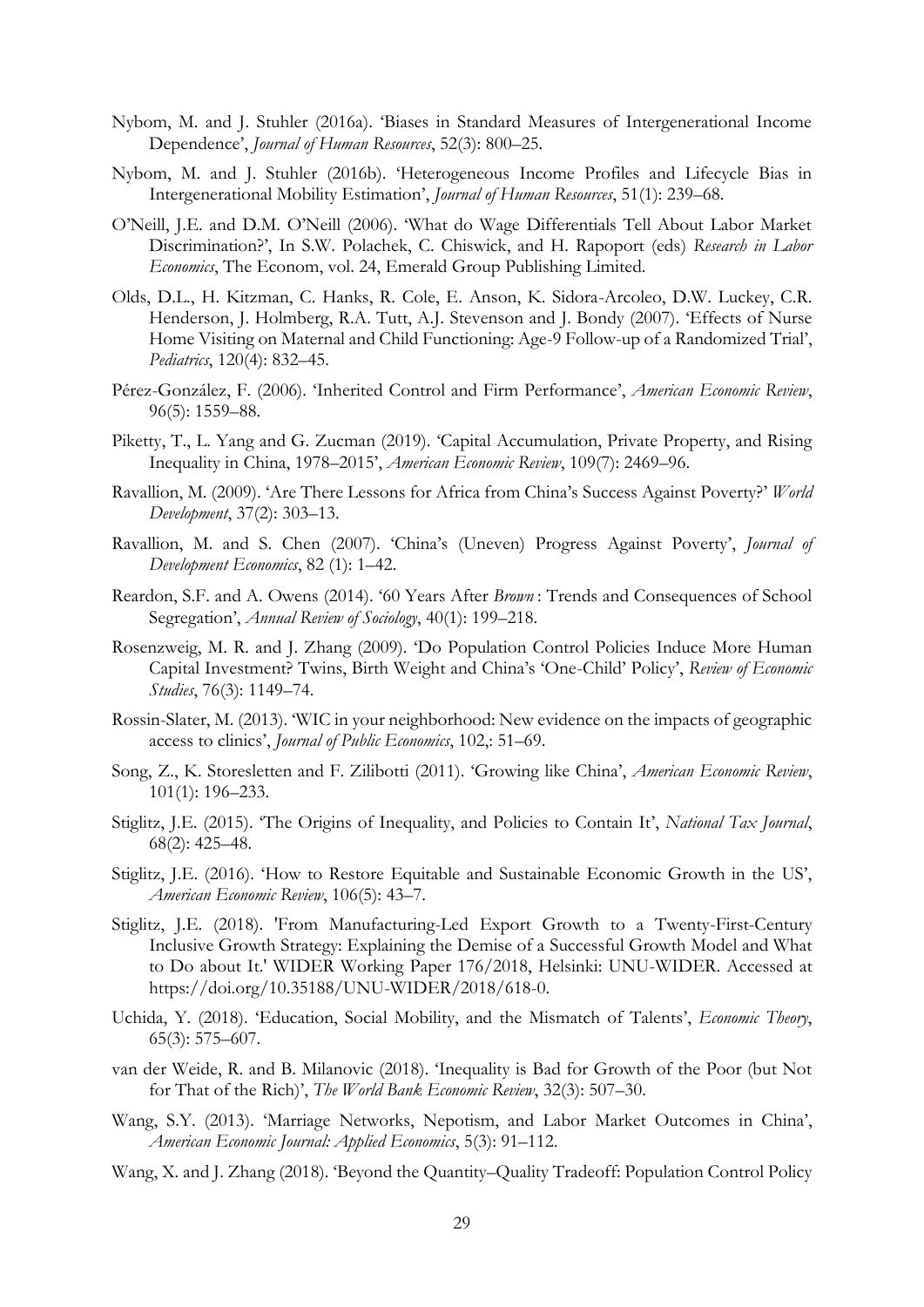Nybom, M. and J. Stuhler (2016a). 'Biases in Standard Measures of Intergenerational Income Dependence', *Journal of Human Resources*, 52(3): 800–25.

Nybom, M. and J. Stuhler (2016b). 'Heterogeneous Income Profiles and Lifecycle Bias in Intergenerational Mobility Estimation', *Journal of Human Resources*, 51(1): 239–68.

O'Neill, J.E. and D.M. O'Neill (2006). 'What do Wage Differentials Tell About Labor Market Discrimination?', In S.W. Polachek, C. Chiswick, and H. Rapoport (eds) *Research in Labor Economics*, The Econom, vol. 24, Emerald Group Publishing Limited.

Olds, D.L., H. Kitzman, C. Hanks, R. Cole, E. Anson, K. Sidora-Arcoleo, D.W. Luckey, C.R. Henderson, J. Holmberg, R.A. Tutt, A.J. Stevenson and J. Bondy (2007). 'Effects of Nurse Home Visiting on Maternal and Child Functioning: Age-9 Follow-up of a Randomized Trial', *Pediatrics*, 120(4): 832–45.

Pérez-González, F. (2006). 'Inherited Control and Firm Performance', *American Economic Review*, 96(5): 1559–88.

Piketty, T., L. Yang and G. Zucman (2019). 'Capital Accumulation, Private Property, and Rising Inequality in China, 1978–2015', *American Economic Review*, 109(7): 2469–96.

Ravallion, M. (2009). 'Are There Lessons for Africa from China's Success Against Poverty?' *World Development*, 37(2): 303–13.

Ravallion, M. and S. Chen (2007). 'China's (Uneven) Progress Against Poverty', *Journal of Development Economics*, 82 (1): 1–42.

Reardon, S.F. and A. Owens (2014). '60 Years After *Brown* : Trends and Consequences of School Segregation', *Annual Review of Sociology*, 40(1): 199–218.

Rosenzweig, M. R. and J. Zhang (2009). 'Do Population Control Policies Induce More Human Capital Investment? Twins, Birth Weight and China's 'One-Child' Policy', *Review of Economic Studies*, 76(3): 1149–74.

Rossin-Slater, M. (2013). 'WIC in your neighborhood: New evidence on the impacts of geographic access to clinics', *Journal of Public Economics*, 102,: 51–69.

Song, Z., K. Storesletten and F. Zilibotti (2011). 'Growing like China', *American Economic Review*, 101(1): 196–233.

Stiglitz, J.E. (2015). 'The Origins of Inequality, and Policies to Contain It', *National Tax Journal*, 68(2): 425–48.

Stiglitz, J.E. (2016). 'How to Restore Equitable and Sustainable Economic Growth in the US', *American Economic Review*, 106(5): 43–7.

Stiglitz, J.E. (2018). 'From Manufacturing-Led Export Growth to a Twenty-First-Century Inclusive Growth Strategy: Explaining the Demise of a Successful Growth Model and What to Do about It.' WIDER Working Paper 176/2018, Helsinki: UNU-WIDER. Accessed at https://doi.org/10.35188/UNU-WIDER/2018/618-0.

Uchida, Y. (2018). 'Education, Social Mobility, and the Mismatch of Talents', *Economic Theory*, 65(3): 575–607.

van der Weide, R. and B. Milanovic (2018). 'Inequality is Bad for Growth of the Poor (but Not for That of the Rich)', *The World Bank Economic Review*, 32(3): 507–30.

Wang, S.Y. (2013). 'Marriage Networks, Nepotism, and Labor Market Outcomes in China', *American Economic Journal: Applied Economics*, 5(3): 91–112.

Wang, X. and J. Zhang (2018). 'Beyond the Quantity–Quality Tradeoff: Population Control Policy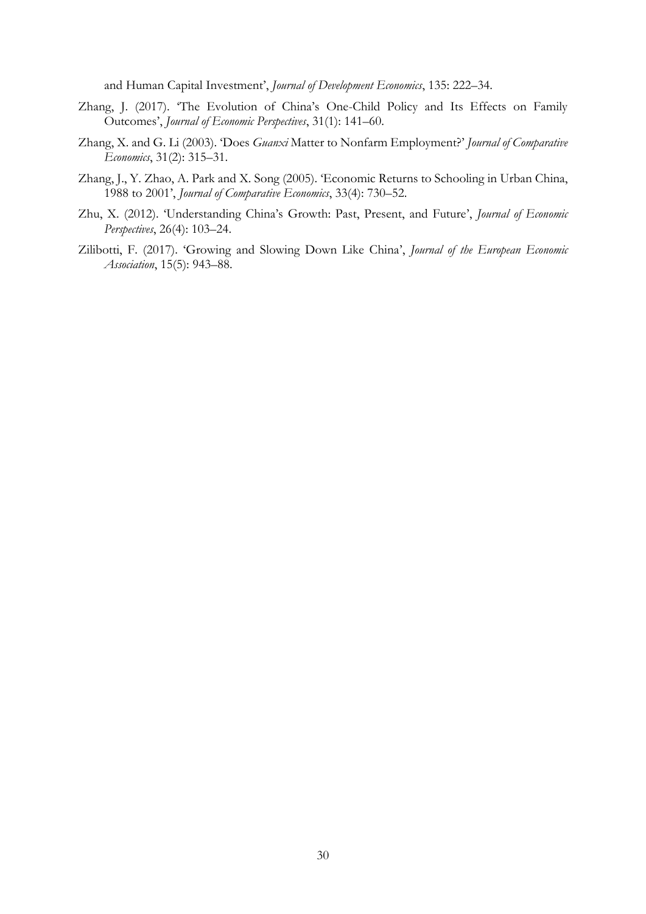and Human Capital Investment', *Journal of Development Economics*, 135: 222–34.

Zhang, J. (2017). 'The Evolution of China's One-Child Policy and Its Effects on Family Outcomes', *Journal of Economic Perspectives*, 31(1): 141–60.

Zhang, X. and G. Li (2003). 'Does *Guanxi* Matter to Nonfarm Employment?' *Journal of Comparative Economics*, 31(2): 315–31.

Zhang, J., Y. Zhao, A. Park and X. Song (2005). 'Economic Returns to Schooling in Urban China, 1988 to 2001', *Journal of Comparative Economics*, 33(4): 730–52.

Zhu, X. (2012). 'Understanding China's Growth: Past, Present, and Future', *Journal of Economic Perspectives*, 26(4): 103–24.

Zilibotti, F. (2017). 'Growing and Slowing Down Like China', *Journal of the European Economic Association*, 15(5): 943–88.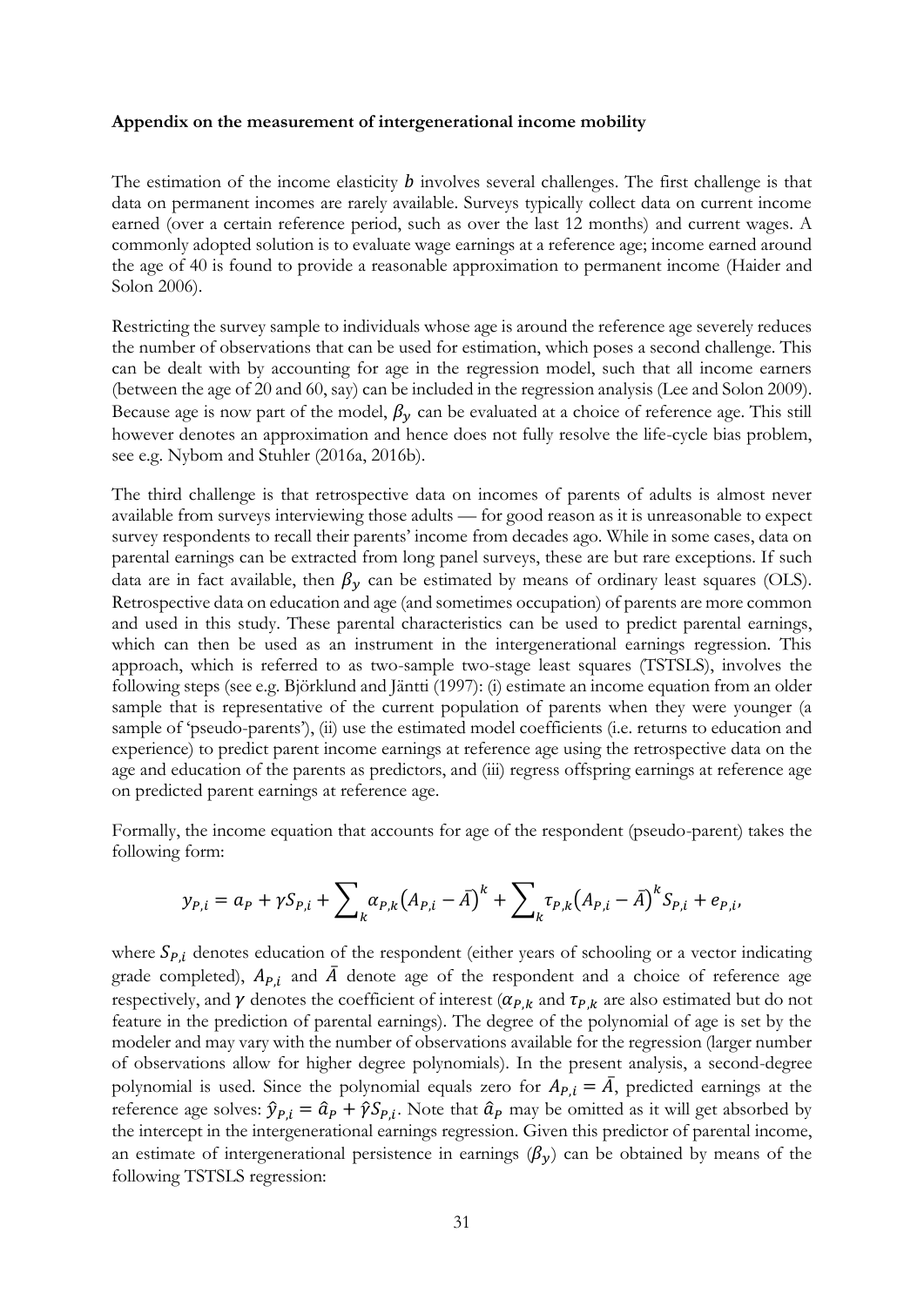**Appendix on the measurement of intergenerational income mobility**

The estimation of the income elasticity $b$ involves several challenges. The first challenge is that data on permanent incomes are rarely available. Surveys typically collect data on current income earned (over a certain reference period, such as over the last 12 months) and current wages. A commonly adopted solution is to evaluate wage earnings at a reference age; income earned around the age of 40 is found to provide a reasonable approximation to permanent income (Haider and Solon 2006).

Restricting the survey sample to individuals whose age is around the reference age severely reduces the number of observations that can be used for estimation, which poses a second challenge. This can be dealt with by accounting for age in the regression model, such that all income earners (between the age of 20 and 60, say) can be included in the regression analysis (Lee and Solon 2009). Because age is now part of the model, $\beta_y$ can be evaluated at a choice of reference age. This still however denotes an approximation and hence does not fully resolve the life-cycle bias problem, see e.g. Nybom and Stuhler (2016a, 2016b).

The third challenge is that retrospective data on incomes of parents of adults is almost never available from surveys interviewing those adults — for good reason as it is unreasonable to expect survey respondents to recall their parents' income from decades ago. While in some cases, data on parental earnings can be extracted from long panel surveys, these are but rare exceptions. If such data are in fact available, then $\beta_y$ can be estimated by means of ordinary least squares (OLS). Retrospective data on education and age (and sometimes occupation) of parents are more common and used in this study. These parental characteristics can be used to predict parental earnings, which can then be used as an instrument in the intergenerational earnings regression. This approach, which is referred to as two-sample two-stage least squares (TSTSLS), involves the following steps (see e.g. Björklund and Jäntti (1997): (i) estimate an income equation from an older sample that is representative of the current population of parents when they were younger (a sample of 'pseudo-parents'), (ii) use the estimated model coefficients (i.e. returns to education and experience) to predict parent income earnings at reference age using the retrospective data on the age and education of the parents as predictors, and (iii) regress offspring earnings at reference age on predicted parent earnings at reference age.

Formally, the income equation that accounts for age of the respondent (pseudo-parent) takes the following form:

$$y_{P,i} = a_P + \gamma S_{P,i} + \sum_k \alpha_{P,k} \left(A_{P,i} - \bar{A}\right)^k + \sum_k \tau_{P,k} \left(A_{P,i} - \bar{A}\right)^k S_{P,i} + e_{P,i},$$

where $S_{P,i}$ denotes education of the respondent (either years of schooling or a vector indicating grade completed), $A_{P,i}$ and $\bar{A}$ denote age of the respondent and a choice of reference age respectively, and $\gamma$ denotes the coefficient of interest ($\alpha_{P,k}$ and $\tau_{P,k}$ are also estimated but do not feature in the prediction of parental earnings). The degree of the polynomial of age is set by the modeler and may vary with the number of observations available for the regression (larger number of observations allow for higher degree polynomials). In the present analysis, a second-degree polynomial is used. Since the polynomial equals zero for $A_{P,i} = \bar{A}$, predicted earnings at the reference age solves: $\hat{y}_{P,i} = \hat{a}_P + \hat{\gamma} S_{P,i}$. Note that $\hat{a}_P$ may be omitted as it will get absorbed by the intercept in the intergenerational earnings regression. Given this predictor of parental income, an estimate of intergenerational persistence in earnings ($\beta_y$) can be obtained by means of the following TSTSLS regression: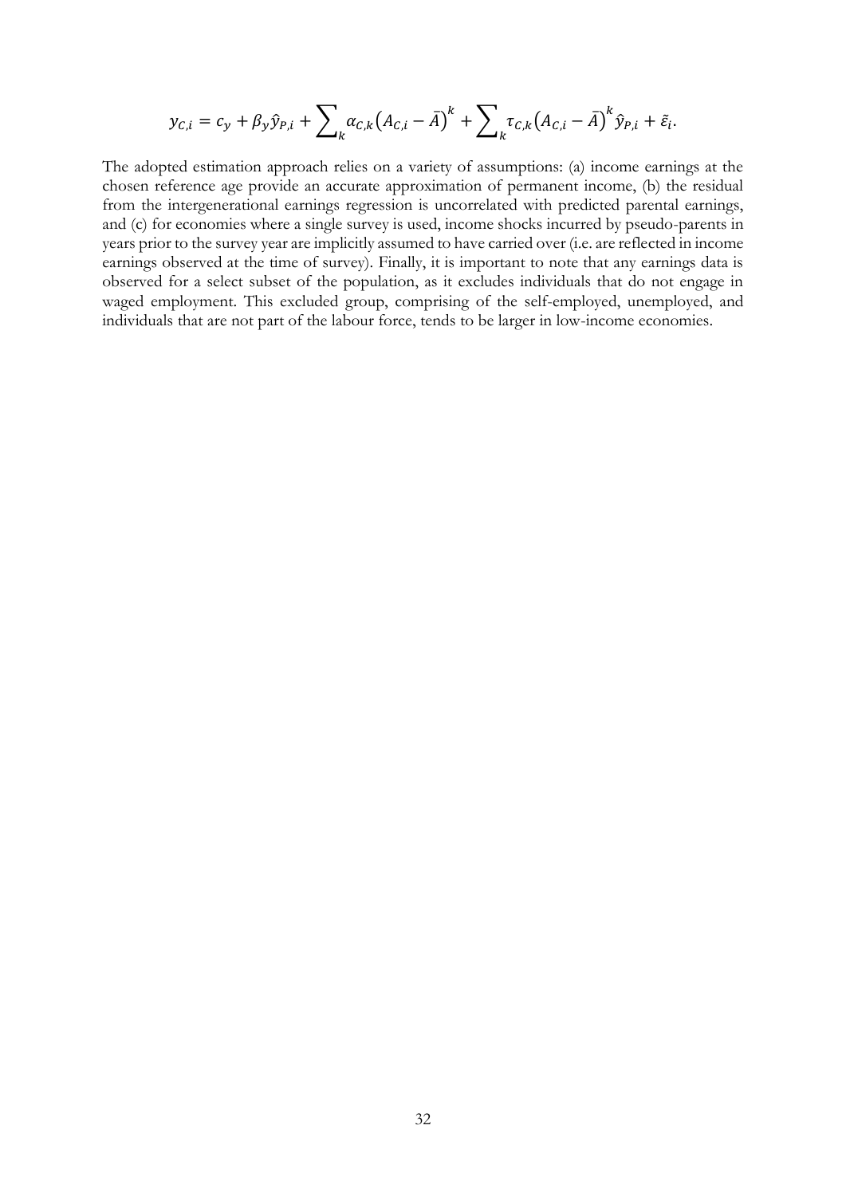$$y_{C,i} = c_y + \beta_y \hat{y}_{P,i} + \sum_k \alpha_{C,k} \left(A_{C,i} - \bar{A}\right)^k + \sum_k \tau_{C,k} \left(A_{C,i} - \bar{A}\right)^k \hat{y}_{P,i} + \tilde{\varepsilon}_i.$$

The adopted estimation approach relies on a variety of assumptions: (a) income earnings at the chosen reference age provide an accurate approximation of permanent income, (b) the residual from the intergenerational earnings regression is uncorrelated with predicted parental earnings, and (c) for economies where a single survey is used, income shocks incurred by pseudo-parents in years prior to the survey year are implicitly assumed to have carried over (i.e. are reflected in income earnings observed at the time of survey). Finally, it is important to note that any earnings data is observed for a select subset of the population, as it excludes individuals that do not engage in waged employment. This excluded group, comprising of the self-employed, unemployed, and individuals that are not part of the labour force, tends to be larger in low-income economies.